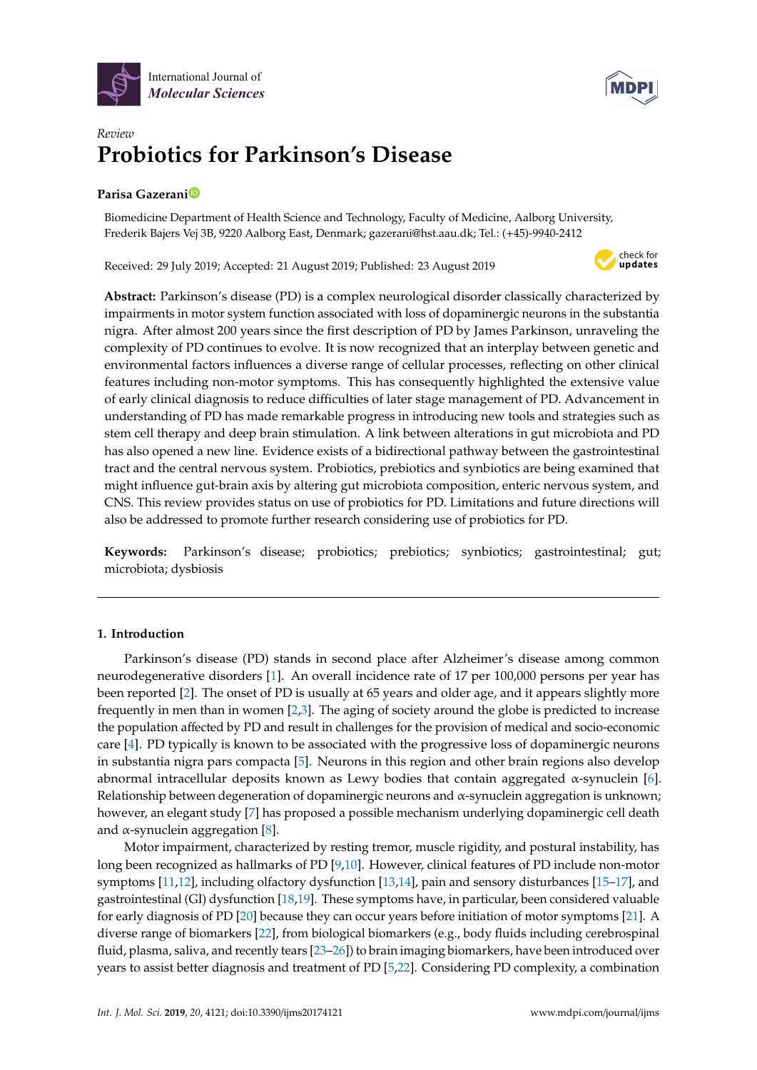International Journal of
*Molecular Sciences*

*Review*

# Probiotics for Parkinson's Disease

**Parisa Gazerani**

Biomedicine Department of Health Science and Technology, Faculty of Medicine, Aalborg University, Frederik Bajers Vej 3B, 9220 Aalborg East, Denmark; gazerani@hst.aau.dk; Tel.: (+45)-9940-2412

Received: 29 July 2019; Accepted: 21 August 2019; Published: 23 August 2019

**Abstract:** Parkinson's disease (PD) is a complex neurological disorder classically characterized by impairments in motor system function associated with loss of dopaminergic neurons in the substantia nigra. After almost 200 years since the first description of PD by James Parkinson, unraveling the complexity of PD continues to evolve. It is now recognized that an interplay between genetic and environmental factors influences a diverse range of cellular processes, reflecting on other clinical features including non-motor symptoms. This has consequently highlighted the extensive value of early clinical diagnosis to reduce difficulties of later stage management of PD. Advancement in understanding of PD has made remarkable progress in introducing new tools and strategies such as stem cell therapy and deep brain stimulation. A link between alterations in gut microbiota and PD has also opened a new line. Evidence exists of a bidirectional pathway between the gastrointestinal tract and the central nervous system. Probiotics, prebiotics and synbiotics are being examined that might influence gut-brain axis by altering gut microbiota composition, enteric nervous system, and CNS. This review provides status on use of probiotics for PD. Limitations and future directions will also be addressed to promote further research considering use of probiotics for PD.

**Keywords:** Parkinson's disease; probiotics; prebiotics; synbiotics; gastrointestinal; gut; microbiota; dysbiosis

---

## 1. Introduction

Parkinson's disease (PD) stands in second place after Alzheimer's disease among common neurodegenerative disorders [1]. An overall incidence rate of 17 per 100,000 persons per year has been reported [2]. The onset of PD is usually at 65 years and older age, and it appears slightly more frequently in men than in women [2,3]. The aging of society around the globe is predicted to increase the population affected by PD and result in challenges for the provision of medical and socio-economic care [4]. PD typically is known to be associated with the progressive loss of dopaminergic neurons in substantia nigra pars compacta [5]. Neurons in this region and other brain regions also develop abnormal intracellular deposits known as Lewy bodies that contain aggregated α-synuclein [6]. Relationship between degeneration of dopaminergic neurons and α-synuclein aggregation is unknown; however, an elegant study [7] has proposed a possible mechanism underlying dopaminergic cell death and α-synuclein aggregation [8].

Motor impairment, characterized by resting tremor, muscle rigidity, and postural instability, has long been recognized as hallmarks of PD [9,10]. However, clinical features of PD include non-motor symptoms [11,12], including olfactory dysfunction [13,14], pain and sensory disturbances [15–17], and gastrointestinal (GI) dysfunction [18,19]. These symptoms have, in particular, been considered valuable for early diagnosis of PD [20] because they can occur years before initiation of motor symptoms [21]. A diverse range of biomarkers [22], from biological biomarkers (e.g., body fluids including cerebrospinal fluid, plasma, saliva, and recently tears [23–26]) to brain imaging biomarkers, have been introduced over years to assist better diagnosis and treatment of PD [5,22]. Considering PD complexity, a combination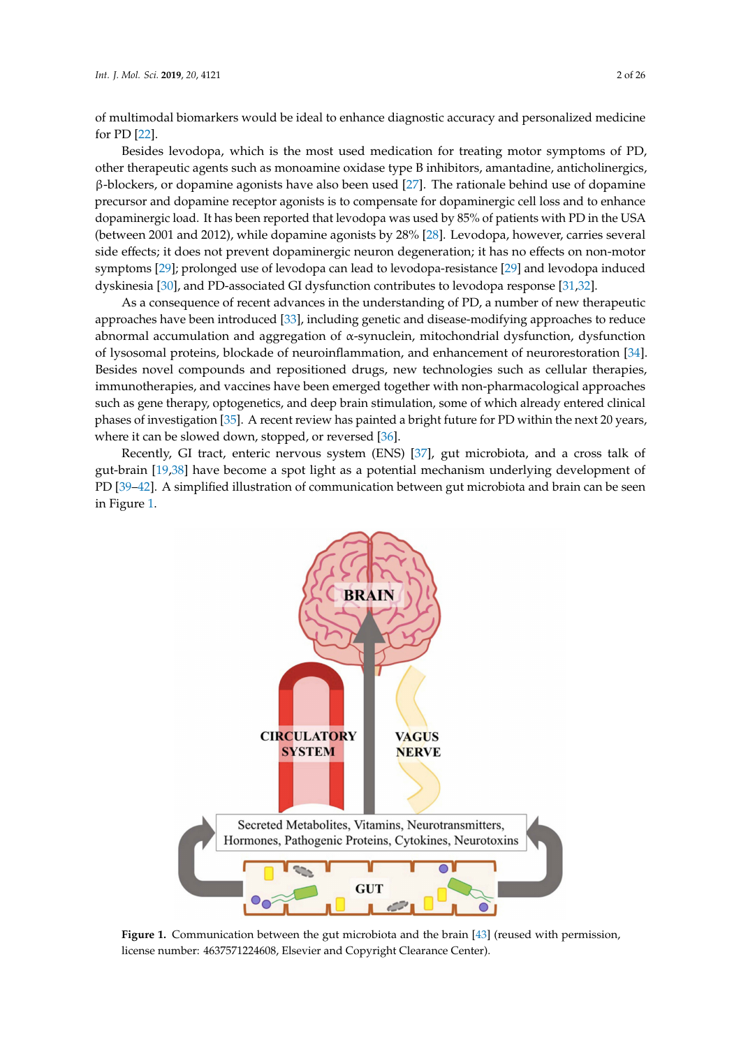of multimodal biomarkers would be ideal to enhance diagnostic accuracy and personalized medicine for PD [22].

Besides levodopa, which is the most used medication for treating motor symptoms of PD, other therapeutic agents such as monoamine oxidase type B inhibitors, amantadine, anticholinergics, β-blockers, or dopamine agonists have also been used [27]. The rationale behind use of dopamine precursor and dopamine receptor agonists is to compensate for dopaminergic cell loss and to enhance dopaminergic load. It has been reported that levodopa was used by 85% of patients with PD in the USA (between 2001 and 2012), while dopamine agonists by 28% [28]. Levodopa, however, carries several side effects; it does not prevent dopaminergic neuron degeneration; it has no effects on non-motor symptoms [29]; prolonged use of levodopa can lead to levodopa-resistance [29] and levodopa induced dyskinesia [30], and PD-associated GI dysfunction contributes to levodopa response [31,32].

As a consequence of recent advances in the understanding of PD, a number of new therapeutic approaches have been introduced [33], including genetic and disease-modifying approaches to reduce abnormal accumulation and aggregation of α-synuclein, mitochondrial dysfunction, dysfunction of lysosomal proteins, blockade of neuroinflammation, and enhancement of neurorestoration [34]. Besides novel compounds and repositioned drugs, new technologies such as cellular therapies, immunotherapies, and vaccines have been emerged together with non-pharmacological approaches such as gene therapy, optogenetics, and deep brain stimulation, some of which already entered clinical phases of investigation [35]. A recent review has painted a bright future for PD within the next 20 years, where it can be slowed down, stopped, or reversed [36].

Recently, GI tract, enteric nervous system (ENS) [37], gut microbiota, and a cross talk of gut-brain [19,38] have become a spot light as a potential mechanism underlying development of PD [39–42]. A simplified illustration of communication between gut microbiota and brain can be seen in Figure 1.

**Figure 1.** Communication between the gut microbiota and the brain [43] (reused with permission, license number: 4637571224608, Elsevier and Copyright Clearance Center).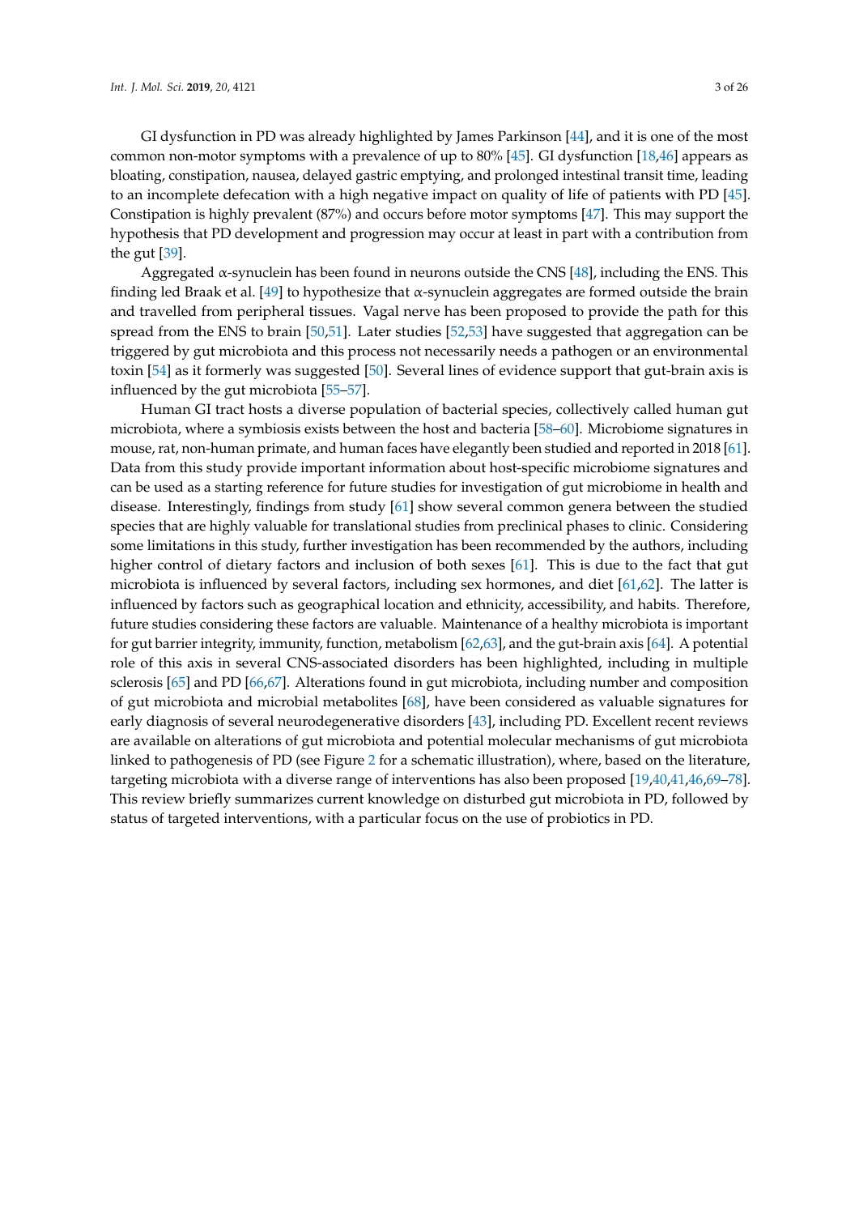GI dysfunction in PD was already highlighted by James Parkinson [44], and it is one of the most common non-motor symptoms with a prevalence of up to 80% [45]. GI dysfunction [18,46] appears as bloating, constipation, nausea, delayed gastric emptying, and prolonged intestinal transit time, leading to an incomplete defecation with a high negative impact on quality of life of patients with PD [45]. Constipation is highly prevalent (87%) and occurs before motor symptoms [47]. This may support the hypothesis that PD development and progression may occur at least in part with a contribution from the gut [39].

Aggregated α-synuclein has been found in neurons outside the CNS [48], including the ENS. This finding led Braak et al. [49] to hypothesize that α-synuclein aggregates are formed outside the brain and travelled from peripheral tissues. Vagal nerve has been proposed to provide the path for this spread from the ENS to brain [50,51]. Later studies [52,53] have suggested that aggregation can be triggered by gut microbiota and this process not necessarily needs a pathogen or an environmental toxin [54] as it formerly was suggested [50]. Several lines of evidence support that gut-brain axis is influenced by the gut microbiota [55–57].

Human GI tract hosts a diverse population of bacterial species, collectively called human gut microbiota, where a symbiosis exists between the host and bacteria [58–60]. Microbiome signatures in mouse, rat, non-human primate, and human faces have elegantly been studied and reported in 2018 [61]. Data from this study provide important information about host-specific microbiome signatures and can be used as a starting reference for future studies for investigation of gut microbiome in health and disease. Interestingly, findings from study [61] show several common genera between the studied species that are highly valuable for translational studies from preclinical phases to clinic. Considering some limitations in this study, further investigation has been recommended by the authors, including higher control of dietary factors and inclusion of both sexes [61]. This is due to the fact that gut microbiota is influenced by several factors, including sex hormones, and diet [61,62]. The latter is influenced by factors such as geographical location and ethnicity, accessibility, and habits. Therefore, future studies considering these factors are valuable. Maintenance of a healthy microbiota is important for gut barrier integrity, immunity, function, metabolism [62,63], and the gut-brain axis [64]. A potential role of this axis in several CNS-associated disorders has been highlighted, including in multiple sclerosis [65] and PD [66,67]. Alterations found in gut microbiota, including number and composition of gut microbiota and microbial metabolites [68], have been considered as valuable signatures for early diagnosis of several neurodegenerative disorders [43], including PD. Excellent recent reviews are available on alterations of gut microbiota and potential molecular mechanisms of gut microbiota linked to pathogenesis of PD (see Figure 2 for a schematic illustration), where, based on the literature, targeting microbiota with a diverse range of interventions has also been proposed [19,40,41,46,69–78]. This review briefly summarizes current knowledge on disturbed gut microbiota in PD, followed by status of targeted interventions, with a particular focus on the use of probiotics in PD.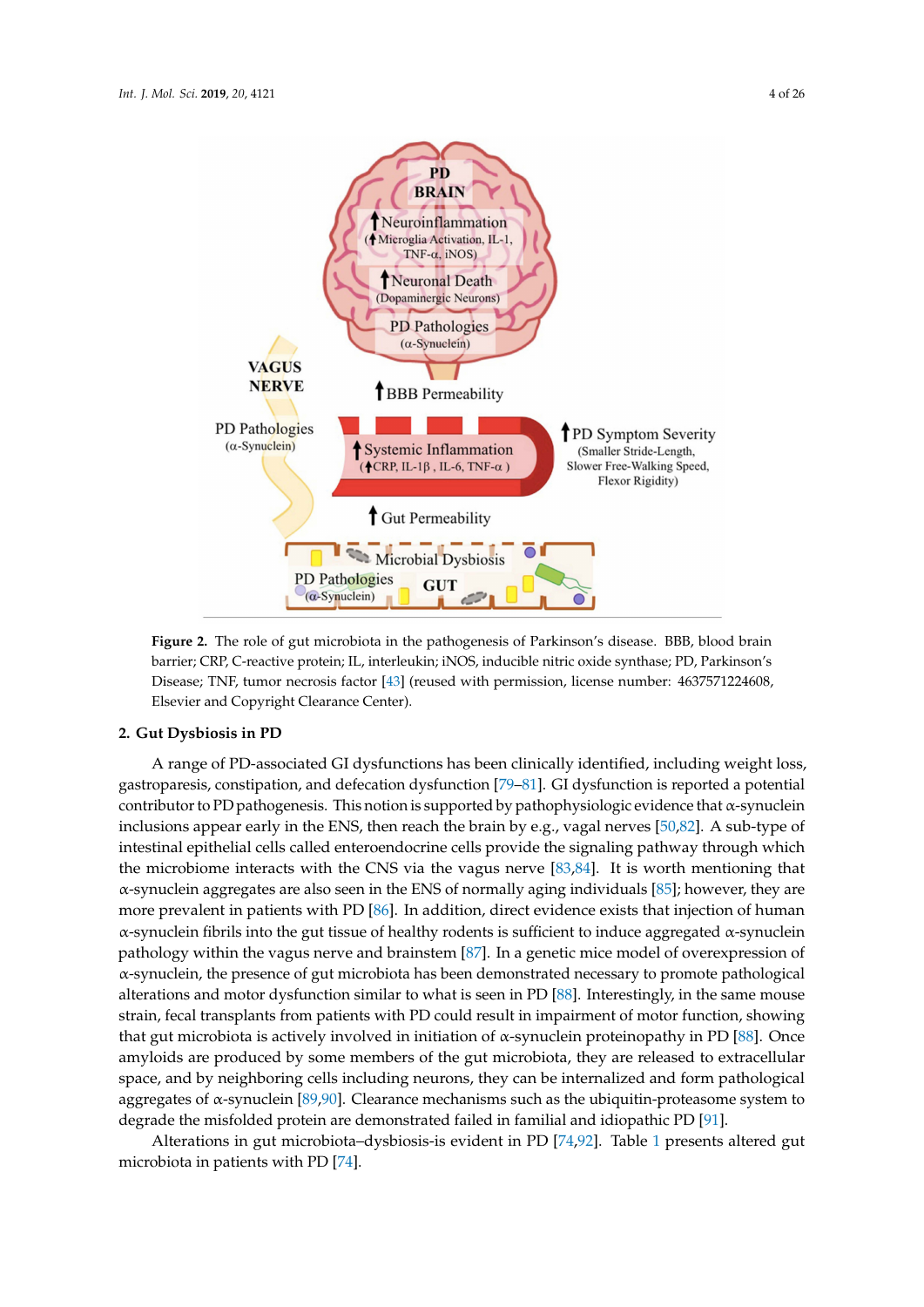**Figure 2.** The role of gut microbiota in the pathogenesis of Parkinson's disease. BBB, blood brain barrier; CRP, C-reactive protein; IL, interleukin; iNOS, inducible nitric oxide synthase; PD, Parkinson's Disease; TNF, tumor necrosis factor [43] (reused with permission, license number: 4637571224608, Elsevier and Copyright Clearance Center).

## 2. Gut Dysbiosis in PD

A range of PD-associated GI dysfunctions has been clinically identified, including weight loss, gastroparesis, constipation, and defecation dysfunction [79–81]. GI dysfunction is reported a potential contributor to PD pathogenesis. This notion is supported by pathophysiologic evidence that α-synuclein inclusions appear early in the ENS, then reach the brain by e.g., vagal nerves [50,82]. A sub-type of intestinal epithelial cells called enteroendocrine cells provide the signaling pathway through which the microbiome interacts with the CNS via the vagus nerve [83,84]. It is worth mentioning that α-synuclein aggregates are also seen in the ENS of normally aging individuals [85]; however, they are more prevalent in patients with PD [86]. In addition, direct evidence exists that injection of human α-synuclein fibrils into the gut tissue of healthy rodents is sufficient to induce aggregated α-synuclein pathology within the vagus nerve and brainstem [87]. In a genetic mice model of overexpression of α-synuclein, the presence of gut microbiota has been demonstrated necessary to promote pathological alterations and motor dysfunction similar to what is seen in PD [88]. Interestingly, in the same mouse strain, fecal transplants from patients with PD could result in impairment of motor function, showing that gut microbiota is actively involved in initiation of α-synuclein proteinopathy in PD [88]. Once amyloids are produced by some members of the gut microbiota, they are released to extracellular space, and by neighboring cells including neurons, they can be internalized and form pathological aggregates of α-synuclein [89,90]. Clearance mechanisms such as the ubiquitin-proteasome system to degrade the misfolded protein are demonstrated failed in familial and idiopathic PD [91].

Alterations in gut microbiota–dysbiosis-is evident in PD [74,92]. Table 1 presents altered gut microbiota in patients with PD [74].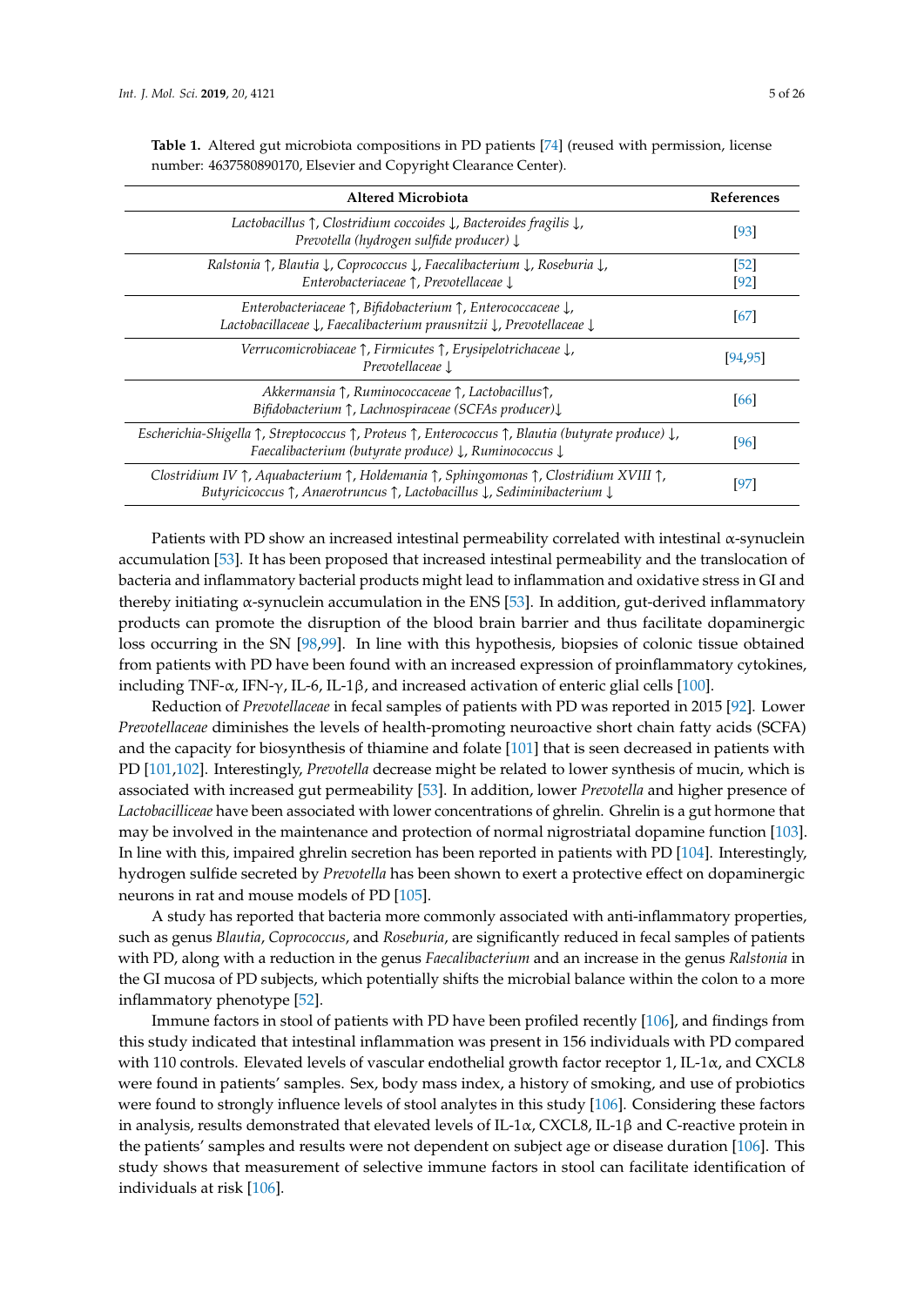**Table 1.** Altered gut microbiota compositions in PD patients [74] (reused with permission, license number: 4637580890170, Elsevier and Copyright Clearance Center).

| Altered Microbiota | References |
|---|---|
| *Lactobacillus* ↑, *Clostridium coccoides* ↓, *Bacteroides fragilis* ↓, *Prevotella (hydrogen sulfide producer)* ↓ | [93] |
| *Ralstonia* ↑, *Blautia* ↓, *Coprococcus* ↓, *Faecalibacterium* ↓, *Roseburia* ↓, *Enterobacteriaceae* ↑, *Prevotellaceae* ↓ | [52] [92] |
| *Enterobacteriaceae* ↑, *Bifidobacterium* ↑, *Enterococcaceae* ↓, *Lactobacillaceae* ↓, *Faecalibacterium prausnitzii* ↓, *Prevotellaceae* ↓ | [67] |
| *Verrucomicrobiaceae* ↑, *Firmicutes* ↑, *Erysipelotrichaceae* ↓, *Prevotellaceae* ↓ | [94,95] |
| *Akkermansia* ↑, *Ruminococcaceae* ↑, *Lactobacillus*↑, *Bifidobacterium* ↑, *Lachnospiraceae (SCFAs producer)*↓ | [66] |
| *Escherichia-Shigella* ↑, *Streptococcus* ↑, *Proteus* ↑, *Enterococcus* ↑, *Blautia (butyrate produce)* ↓, *Faecalibacterium (butyrate produce)* ↓, *Ruminococcus* ↓ | [96] |
| *Clostridium IV* ↑, *Aquabacterium* ↑, *Holdemania* ↑, *Sphingomonas* ↑, *Clostridium XVIII* ↑, *Butyricicoccus* ↑, *Anaerotruncus* ↑, *Lactobacillus* ↓, *Sediminibacterium* ↓ | [97] |

Patients with PD show an increased intestinal permeability correlated with intestinal α-synuclein accumulation [53]. It has been proposed that increased intestinal permeability and the translocation of bacteria and inflammatory bacterial products might lead to inflammation and oxidative stress in GI and thereby initiating α-synuclein accumulation in the ENS [53]. In addition, gut-derived inflammatory products can promote the disruption of the blood brain barrier and thus facilitate dopaminergic loss occurring in the SN [98,99]. In line with this hypothesis, biopsies of colonic tissue obtained from patients with PD have been found with an increased expression of proinflammatory cytokines, including TNF-α, IFN-γ, IL-6, IL-1β, and increased activation of enteric glial cells [100].

Reduction of *Prevotellaceae* in fecal samples of patients with PD was reported in 2015 [92]. Lower *Prevotellaceae* diminishes the levels of health-promoting neuroactive short chain fatty acids (SCFA) and the capacity for biosynthesis of thiamine and folate [101] that is seen decreased in patients with PD [101,102]. Interestingly, *Prevotella* decrease might be related to lower synthesis of mucin, which is associated with increased gut permeability [53]. In addition, lower *Prevotella* and higher presence of *Lactobacilliceae* have been associated with lower concentrations of ghrelin. Ghrelin is a gut hormone that may be involved in the maintenance and protection of normal nigrostriatal dopamine function [103]. In line with this, impaired ghrelin secretion has been reported in patients with PD [104]. Interestingly, hydrogen sulfide secreted by *Prevotella* has been shown to exert a protective effect on dopaminergic neurons in rat and mouse models of PD [105].

A study has reported that bacteria more commonly associated with anti-inflammatory properties, such as genus *Blautia*, *Coprococcus*, and *Roseburia*, are significantly reduced in fecal samples of patients with PD, along with a reduction in the genus *Faecalibacterium* and an increase in the genus *Ralstonia* in the GI mucosa of PD subjects, which potentially shifts the microbial balance within the colon to a more inflammatory phenotype [52].

Immune factors in stool of patients with PD have been profiled recently [106], and findings from this study indicated that intestinal inflammation was present in 156 individuals with PD compared with 110 controls. Elevated levels of vascular endothelial growth factor receptor 1, IL-1α, and CXCL8 were found in patients' samples. Sex, body mass index, a history of smoking, and use of probiotics were found to strongly influence levels of stool analytes in this study [106]. Considering these factors in analysis, results demonstrated that elevated levels of IL-1α, CXCL8, IL-1β and C-reactive protein in the patients' samples and results were not dependent on subject age or disease duration [106]. This study shows that measurement of selective immune factors in stool can facilitate identification of individuals at risk [106].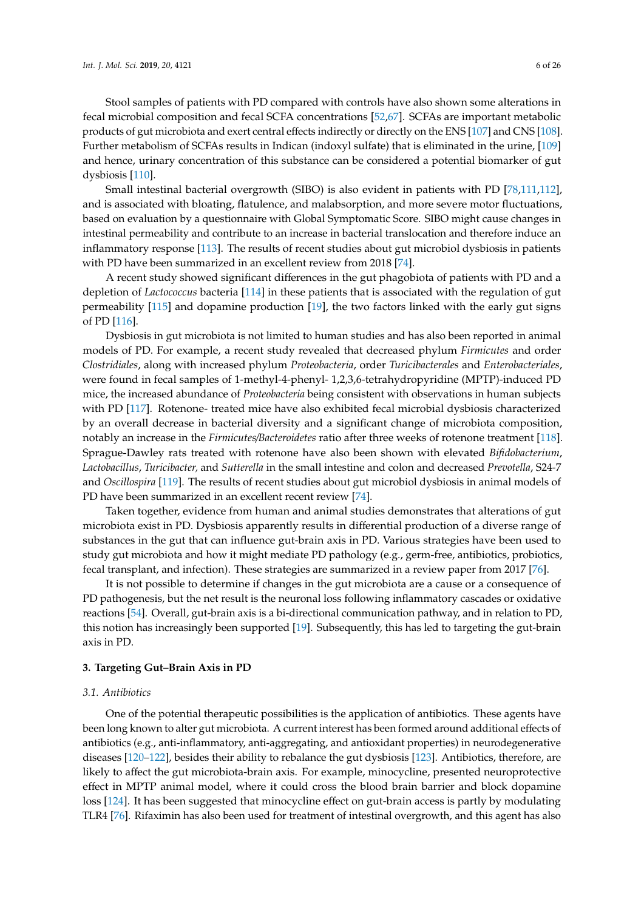Stool samples of patients with PD compared with controls have also shown some alterations in fecal microbial composition and fecal SCFA concentrations [52,67]. SCFAs are important metabolic products of gut microbiota and exert central effects indirectly or directly on the ENS [107] and CNS [108]. Further metabolism of SCFAs results in Indican (indoxyl sulfate) that is eliminated in the urine, [109] and hence, urinary concentration of this substance can be considered a potential biomarker of gut dysbiosis [110].

Small intestinal bacterial overgrowth (SIBO) is also evident in patients with PD [78,111,112], and is associated with bloating, flatulence, and malabsorption, and more severe motor fluctuations, based on evaluation by a questionnaire with Global Symptomatic Score. SIBO might cause changes in intestinal permeability and contribute to an increase in bacterial translocation and therefore induce an inflammatory response [113]. The results of recent studies about gut microbiol dysbiosis in patients with PD have been summarized in an excellent review from 2018 [74].

A recent study showed significant differences in the gut phagobiota of patients with PD and a depletion of *Lactococcus* bacteria [114] in these patients that is associated with the regulation of gut permeability [115] and dopamine production [19], the two factors linked with the early gut signs of PD [116].

Dysbiosis in gut microbiota is not limited to human studies and has also been reported in animal models of PD. For example, a recent study revealed that decreased phylum *Firmicutes* and order *Clostridiales*, along with increased phylum *Proteobacteria*, order *Turicibacterales* and *Enterobacteriales*, were found in fecal samples of 1-methyl-4-phenyl- 1,2,3,6-tetrahydropyridine (MPTP)-induced PD mice, the increased abundance of *Proteobacteria* being consistent with observations in human subjects with PD [117]. Rotenone- treated mice have also exhibited fecal microbial dysbiosis characterized by an overall decrease in bacterial diversity and a significant change of microbiota composition, notably an increase in the *Firmicutes/Bacteroidetes* ratio after three weeks of rotenone treatment [118]. Sprague-Dawley rats treated with rotenone have also been shown with elevated *Bifidobacterium*, *Lactobacillus*, *Turicibacter,* and *Sutterella* in the small intestine and colon and decreased *Prevotella*, S24-7 and *Oscillospira* [119]. The results of recent studies about gut microbiol dysbiosis in animal models of PD have been summarized in an excellent recent review [74].

Taken together, evidence from human and animal studies demonstrates that alterations of gut microbiota exist in PD. Dysbiosis apparently results in differential production of a diverse range of substances in the gut that can influence gut-brain axis in PD. Various strategies have been used to study gut microbiota and how it might mediate PD pathology (e.g., germ-free, antibiotics, probiotics, fecal transplant, and infection). These strategies are summarized in a review paper from 2017 [76].

It is not possible to determine if changes in the gut microbiota are a cause or a consequence of PD pathogenesis, but the net result is the neuronal loss following inflammatory cascades or oxidative reactions [54]. Overall, gut-brain axis is a bi-directional communication pathway, and in relation to PD, this notion has increasingly been supported [19]. Subsequently, this has led to targeting the gut-brain axis in PD.

## 3. Targeting Gut–Brain Axis in PD

### 3.1. Antibiotics

One of the potential therapeutic possibilities is the application of antibiotics. These agents have been long known to alter gut microbiota. A current interest has been formed around additional effects of antibiotics (e.g., anti-inflammatory, anti-aggregating, and antioxidant properties) in neurodegenerative diseases [120–122], besides their ability to rebalance the gut dysbiosis [123]. Antibiotics, therefore, are likely to affect the gut microbiota-brain axis. For example, minocycline, presented neuroprotective effect in MPTP animal model, where it could cross the blood brain barrier and block dopamine loss [124]. It has been suggested that minocycline effect on gut-brain access is partly by modulating TLR4 [76]. Rifaximin has also been used for treatment of intestinal overgrowth, and this agent has also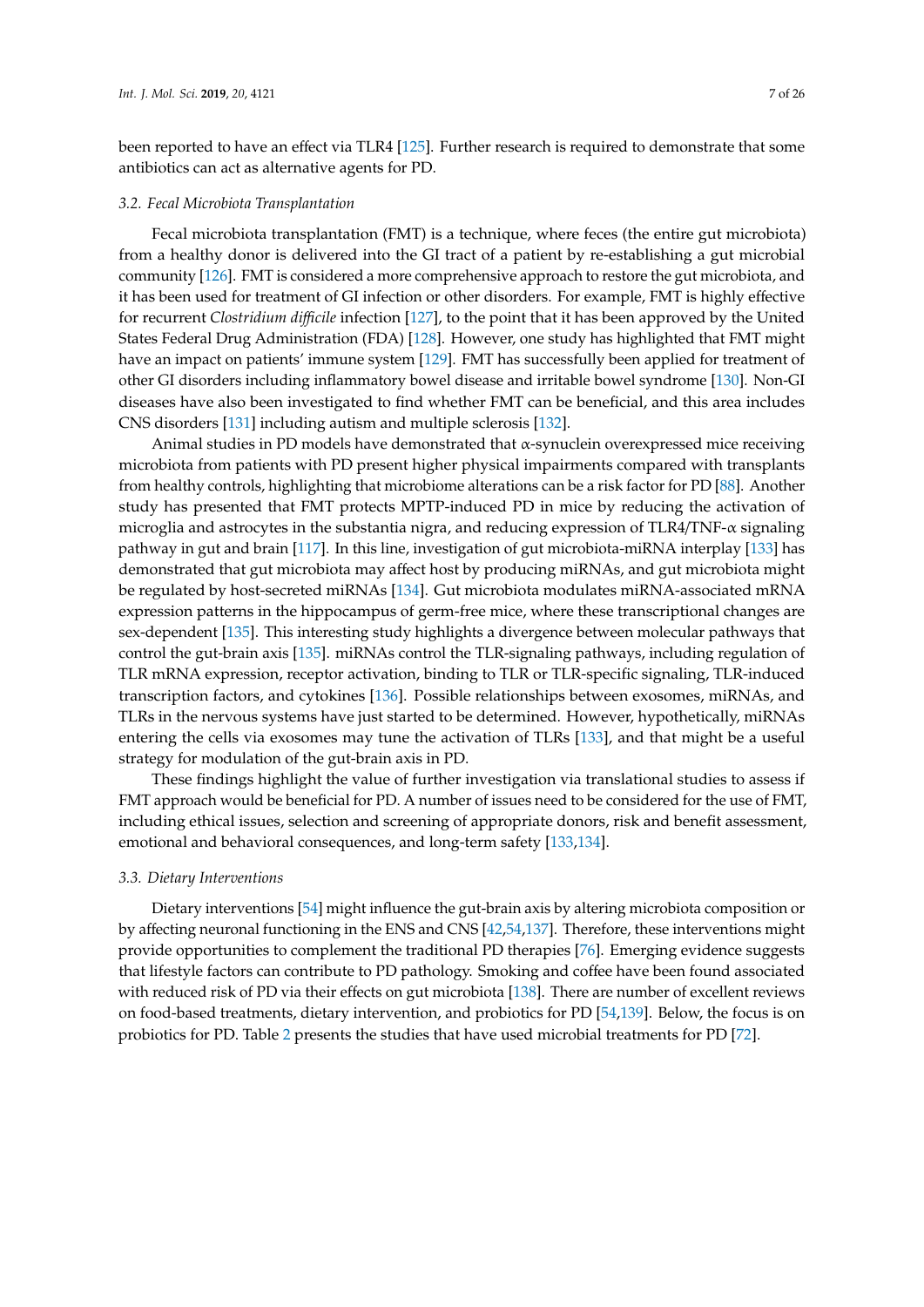been reported to have an effect via TLR4 [125]. Further research is required to demonstrate that some antibiotics can act as alternative agents for PD.

### 3.2. Fecal Microbiota Transplantation

Fecal microbiota transplantation (FMT) is a technique, where feces (the entire gut microbiota) from a healthy donor is delivered into the GI tract of a patient by re-establishing a gut microbial community [126]. FMT is considered a more comprehensive approach to restore the gut microbiota, and it has been used for treatment of GI infection or other disorders. For example, FMT is highly effective for recurrent *Clostridium difficile* infection [127], to the point that it has been approved by the United States Federal Drug Administration (FDA) [128]. However, one study has highlighted that FMT might have an impact on patients' immune system [129]. FMT has successfully been applied for treatment of other GI disorders including inflammatory bowel disease and irritable bowel syndrome [130]. Non-GI diseases have also been investigated to find whether FMT can be beneficial, and this area includes CNS disorders [131] including autism and multiple sclerosis [132].

Animal studies in PD models have demonstrated that α-synuclein overexpressed mice receiving microbiota from patients with PD present higher physical impairments compared with transplants from healthy controls, highlighting that microbiome alterations can be a risk factor for PD [88]. Another study has presented that FMT protects MPTP-induced PD in mice by reducing the activation of microglia and astrocytes in the substantia nigra, and reducing expression of TLR4/TNF-α signaling pathway in gut and brain [117]. In this line, investigation of gut microbiota-miRNA interplay [133] has demonstrated that gut microbiota may affect host by producing miRNAs, and gut microbiota might be regulated by host-secreted miRNAs [134]. Gut microbiota modulates miRNA-associated mRNA expression patterns in the hippocampus of germ-free mice, where these transcriptional changes are sex-dependent [135]. This interesting study highlights a divergence between molecular pathways that control the gut-brain axis [135]. miRNAs control the TLR-signaling pathways, including regulation of TLR mRNA expression, receptor activation, binding to TLR or TLR-specific signaling, TLR-induced transcription factors, and cytokines [136]. Possible relationships between exosomes, miRNAs, and TLRs in the nervous systems have just started to be determined. However, hypothetically, miRNAs entering the cells via exosomes may tune the activation of TLRs [133], and that might be a useful strategy for modulation of the gut-brain axis in PD.

These findings highlight the value of further investigation via translational studies to assess if FMT approach would be beneficial for PD. A number of issues need to be considered for the use of FMT, including ethical issues, selection and screening of appropriate donors, risk and benefit assessment, emotional and behavioral consequences, and long-term safety [133,134].

### 3.3. Dietary Interventions

Dietary interventions [54] might influence the gut-brain axis by altering microbiota composition or by affecting neuronal functioning in the ENS and CNS [42,54,137]. Therefore, these interventions might provide opportunities to complement the traditional PD therapies [76]. Emerging evidence suggests that lifestyle factors can contribute to PD pathology. Smoking and coffee have been found associated with reduced risk of PD via their effects on gut microbiota [138]. There are number of excellent reviews on food-based treatments, dietary intervention, and probiotics for PD [54,139]. Below, the focus is on probiotics for PD. Table 2 presents the studies that have used microbial treatments for PD [72].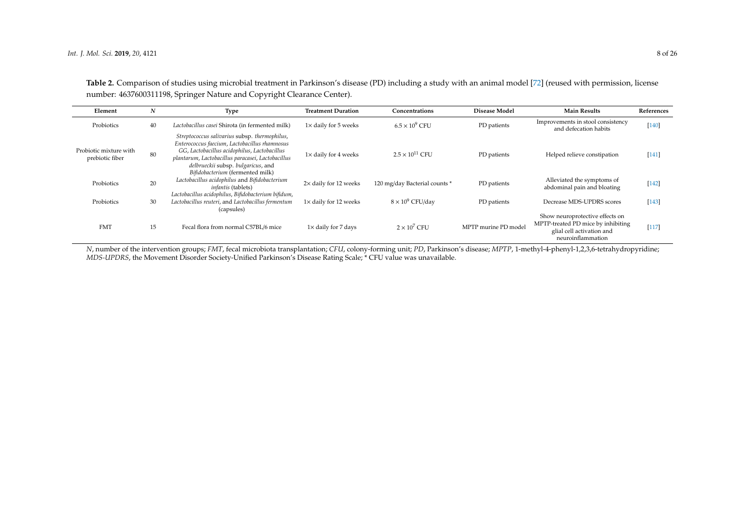**Table 2.** Comparison of studies using microbial treatment in Parkinson's disease (PD) including a study with an animal model [72] (reused with permission, license number: 4637600311198, Springer Nature and Copyright Clearance Center).

| Element | *N* | Type | Treatment Duration | Concentrations | Disease Model | Main Results | References |
|---|---|---|---|---|---|---|---|
| Probiotics | 40 | *Lactobacillus casei* Shirota (in fermented milk) | 1× daily for 5 weeks | $6.5 \times 10^9$ CFU | PD patients | Improvements in stool consistency and defecation habits | [140] |
| Probiotic mixture with prebiotic fiber | 80 | *Streptococcus salivarius* subsp. *thermophilus*, *Enterococcus faecium*, *Lactobacillus rhamnosus* GG, *Lactobacillus acidophilus*, *Lactobacillus plantarum*, *Lactobacillus paracasei*, *Lactobacillus delbrueckii* subsp. *bulgaricus*, and *Bifidobacterium* (fermented milk) | 1× daily for 4 weeks | $2.5 \times 10^{11}$ CFU | PD patients | Helped relieve constipation | [141] |
| Probiotics | 20 | *Lactobacillus acidophilus* and *Bifidobacterium infantis* (tablets) | 2× daily for 12 weeks | 120 mg/day Bacterial counts * | PD patients | Alleviated the symptoms of abdominal pain and bloating | [142] |
| Probiotics | 30 | *Lactobacillus acidophilus*, *Bifidobacterium bifidum*, *Lactobacillus reuteri*, and *Lactobacillus fermentum* (capsules) | 1× daily for 12 weeks | $8 \times 10^9$ CFU/day | PD patients | Decrease MDS-UPDRS scores | [143] |
| FMT | 15 | Fecal flora from normal C57BL/6 mice | 1× daily for 7 days | $2 \times 10^7$ CFU | MPTP murine PD model | Show neuroprotective effects on MPTP-treated PD mice by inhibiting glial cell activation and neuroinflammation | [117] |

*N*, number of the intervention groups; *FMT*, fecal microbiota transplantation; *CFU*, colony-forming unit; *PD*, Parkinson's disease; *MPTP*, 1-methyl-4-phenyl-1,2,3,6-tetrahydropyridine; *MDS-UPDRS*, the Movement Disorder Society-Unified Parkinson's Disease Rating Scale; * CFU value was unavailable.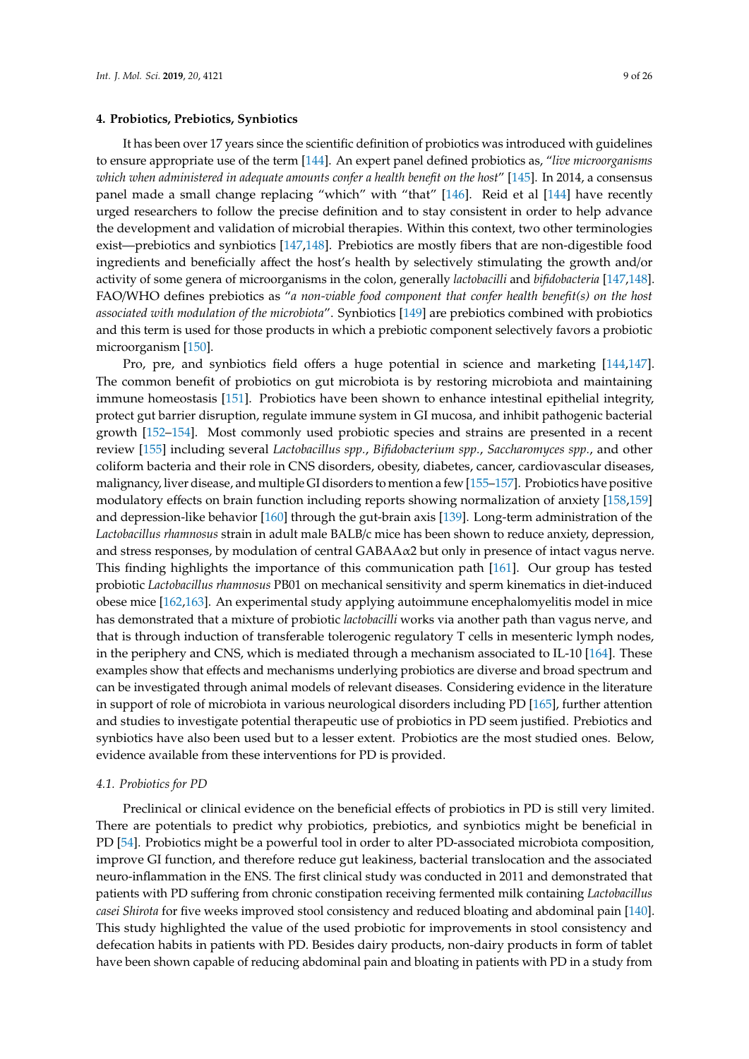## 4. Probiotics, Prebiotics, Synbiotics

It has been over 17 years since the scientific definition of probiotics was introduced with guidelines to ensure appropriate use of the term [144]. An expert panel defined probiotics as, "*live microorganisms which when administered in adequate amounts confer a health benefit on the host*" [145]. In 2014, a consensus panel made a small change replacing "which" with "that" [146]. Reid et al [144] have recently urged researchers to follow the precise definition and to stay consistent in order to help advance the development and validation of microbial therapies. Within this context, two other terminologies exist—prebiotics and synbiotics [147,148]. Prebiotics are mostly fibers that are non-digestible food ingredients and beneficially affect the host's health by selectively stimulating the growth and/or activity of some genera of microorganisms in the colon, generally *lactobacilli* and *bifidobacteria* [147,148]. FAO/WHO defines prebiotics as "*a non-viable food component that confer health benefit(s) on the host associated with modulation of the microbiota*". Synbiotics [149] are prebiotics combined with probiotics and this term is used for those products in which a prebiotic component selectively favors a probiotic microorganism [150].

Pro, pre, and synbiotics field offers a huge potential in science and marketing [144,147]. The common benefit of probiotics on gut microbiota is by restoring microbiota and maintaining immune homeostasis [151]. Probiotics have been shown to enhance intestinal epithelial integrity, protect gut barrier disruption, regulate immune system in GI mucosa, and inhibit pathogenic bacterial growth [152–154]. Most commonly used probiotic species and strains are presented in a recent review [155] including several *Lactobacillus spp.*, *Bifidobacterium spp.*, *Saccharomyces spp.*, and other coliform bacteria and their role in CNS disorders, obesity, diabetes, cancer, cardiovascular diseases, malignancy, liver disease, and multiple GI disorders to mention a few [155–157]. Probiotics have positive modulatory effects on brain function including reports showing normalization of anxiety [158,159] and depression-like behavior [160] through the gut-brain axis [139]. Long-term administration of the *Lactobacillus rhamnosus* strain in adult male BALB/c mice has been shown to reduce anxiety, depression, and stress responses, by modulation of central GABAAα2 but only in presence of intact vagus nerve. This finding highlights the importance of this communication path [161]. Our group has tested probiotic *Lactobacillus rhamnosus* PB01 on mechanical sensitivity and sperm kinematics in diet-induced obese mice [162,163]. An experimental study applying autoimmune encephalomyelitis model in mice has demonstrated that a mixture of probiotic *lactobacilli* works via another path than vagus nerve, and that is through induction of transferable tolerogenic regulatory T cells in mesenteric lymph nodes, in the periphery and CNS, which is mediated through a mechanism associated to IL-10 [164]. These examples show that effects and mechanisms underlying probiotics are diverse and broad spectrum and can be investigated through animal models of relevant diseases. Considering evidence in the literature in support of role of microbiota in various neurological disorders including PD [165], further attention and studies to investigate potential therapeutic use of probiotics in PD seem justified. Prebiotics and synbiotics have also been used but to a lesser extent. Probiotics are the most studied ones. Below, evidence available from these interventions for PD is provided.

### 4.1. Probiotics for PD

Preclinical or clinical evidence on the beneficial effects of probiotics in PD is still very limited. There are potentials to predict why probiotics, prebiotics, and synbiotics might be beneficial in PD [54]. Probiotics might be a powerful tool in order to alter PD-associated microbiota composition, improve GI function, and therefore reduce gut leakiness, bacterial translocation and the associated neuro-inflammation in the ENS. The first clinical study was conducted in 2011 and demonstrated that patients with PD suffering from chronic constipation receiving fermented milk containing *Lactobacillus casei Shirota* for five weeks improved stool consistency and reduced bloating and abdominal pain [140]. This study highlighted the value of the used probiotic for improvements in stool consistency and defecation habits in patients with PD. Besides dairy products, non-dairy products in form of tablet have been shown capable of reducing abdominal pain and bloating in patients with PD in a study from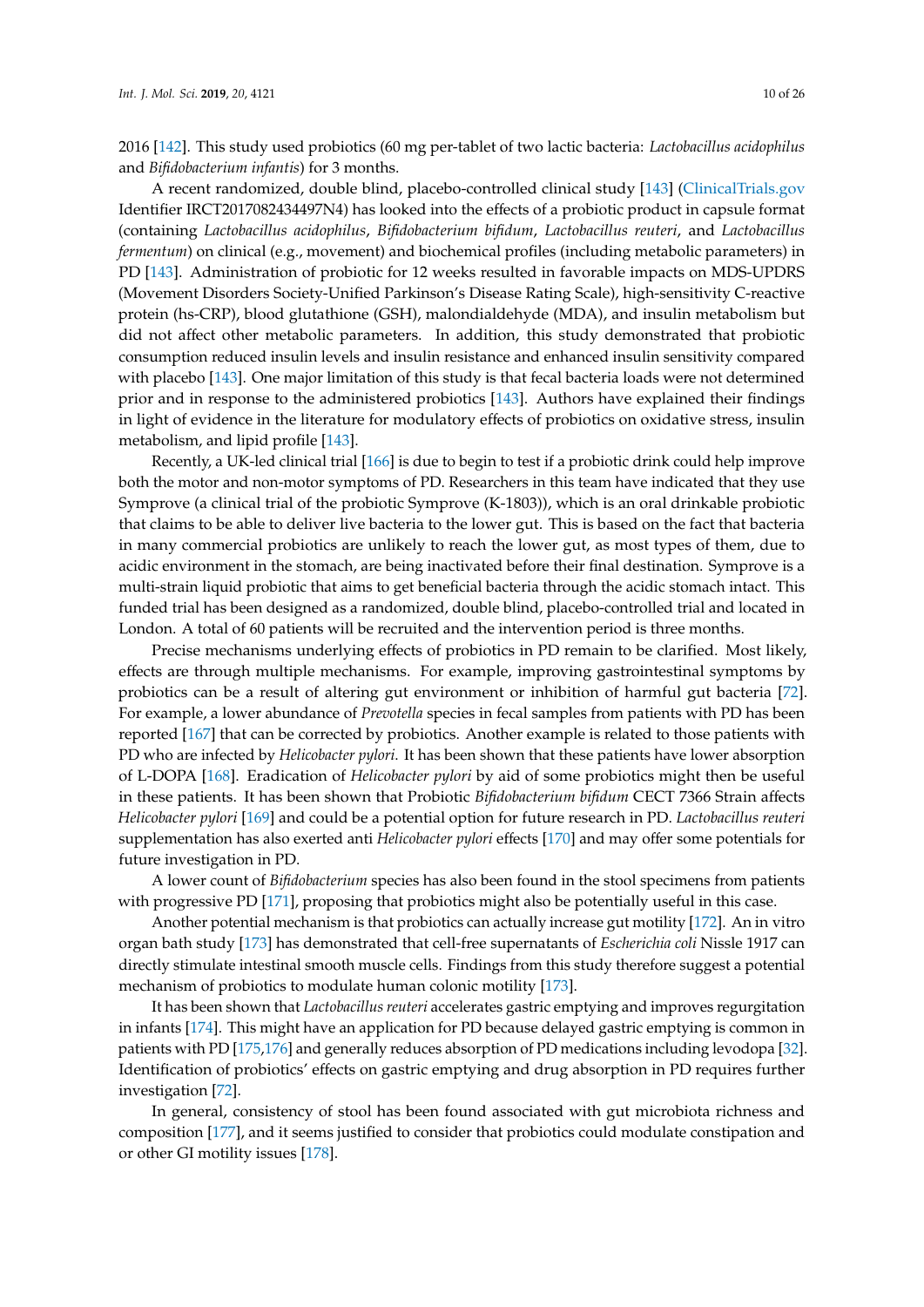2016 [142]. This study used probiotics (60 mg per-tablet of two lactic bacteria: *Lactobacillus acidophilus* and *Bifidobacterium infantis*) for 3 months.

A recent randomized, double blind, placebo-controlled clinical study [143] (ClinicalTrials.gov Identifier IRCT2017082434497N4) has looked into the effects of a probiotic product in capsule format (containing *Lactobacillus acidophilus*, *Bifidobacterium bifidum*, *Lactobacillus reuteri*, and *Lactobacillus fermentum*) on clinical (e.g., movement) and biochemical profiles (including metabolic parameters) in PD [143]. Administration of probiotic for 12 weeks resulted in favorable impacts on MDS-UPDRS (Movement Disorders Society-Unified Parkinson's Disease Rating Scale), high-sensitivity C-reactive protein (hs-CRP), blood glutathione (GSH), malondialdehyde (MDA), and insulin metabolism but did not affect other metabolic parameters. In addition, this study demonstrated that probiotic consumption reduced insulin levels and insulin resistance and enhanced insulin sensitivity compared with placebo [143]. One major limitation of this study is that fecal bacteria loads were not determined prior and in response to the administered probiotics [143]. Authors have explained their findings in light of evidence in the literature for modulatory effects of probiotics on oxidative stress, insulin metabolism, and lipid profile [143].

Recently, a UK-led clinical trial [166] is due to begin to test if a probiotic drink could help improve both the motor and non-motor symptoms of PD. Researchers in this team have indicated that they use Symprove (a clinical trial of the probiotic Symprove (K-1803)), which is an oral drinkable probiotic that claims to be able to deliver live bacteria to the lower gut. This is based on the fact that bacteria in many commercial probiotics are unlikely to reach the lower gut, as most types of them, due to acidic environment in the stomach, are being inactivated before their final destination. Symprove is a multi-strain liquid probiotic that aims to get beneficial bacteria through the acidic stomach intact. This funded trial has been designed as a randomized, double blind, placebo-controlled trial and located in London. A total of 60 patients will be recruited and the intervention period is three months.

Precise mechanisms underlying effects of probiotics in PD remain to be clarified. Most likely, effects are through multiple mechanisms. For example, improving gastrointestinal symptoms by probiotics can be a result of altering gut environment or inhibition of harmful gut bacteria [72]. For example, a lower abundance of *Prevotella* species in fecal samples from patients with PD has been reported [167] that can be corrected by probiotics. Another example is related to those patients with PD who are infected by *Helicobacter pylori*. It has been shown that these patients have lower absorption of L-DOPA [168]. Eradication of *Helicobacter pylori* by aid of some probiotics might then be useful in these patients. It has been shown that Probiotic *Bifidobacterium bifidum* CECT 7366 Strain affects *Helicobacter pylori* [169] and could be a potential option for future research in PD. *Lactobacillus reuteri* supplementation has also exerted anti *Helicobacter pylori* effects [170] and may offer some potentials for future investigation in PD.

A lower count of *Bifidobacterium* species has also been found in the stool specimens from patients with progressive PD [171], proposing that probiotics might also be potentially useful in this case.

Another potential mechanism is that probiotics can actually increase gut motility [172]. An in vitro organ bath study [173] has demonstrated that cell-free supernatants of *Escherichia coli* Nissle 1917 can directly stimulate intestinal smooth muscle cells. Findings from this study therefore suggest a potential mechanism of probiotics to modulate human colonic motility [173].

It has been shown that *Lactobacillus reuteri* accelerates gastric emptying and improves regurgitation in infants [174]. This might have an application for PD because delayed gastric emptying is common in patients with PD [175,176] and generally reduces absorption of PD medications including levodopa [32]. Identification of probiotics' effects on gastric emptying and drug absorption in PD requires further investigation [72].

In general, consistency of stool has been found associated with gut microbiota richness and composition [177], and it seems justified to consider that probiotics could modulate constipation and or other GI motility issues [178].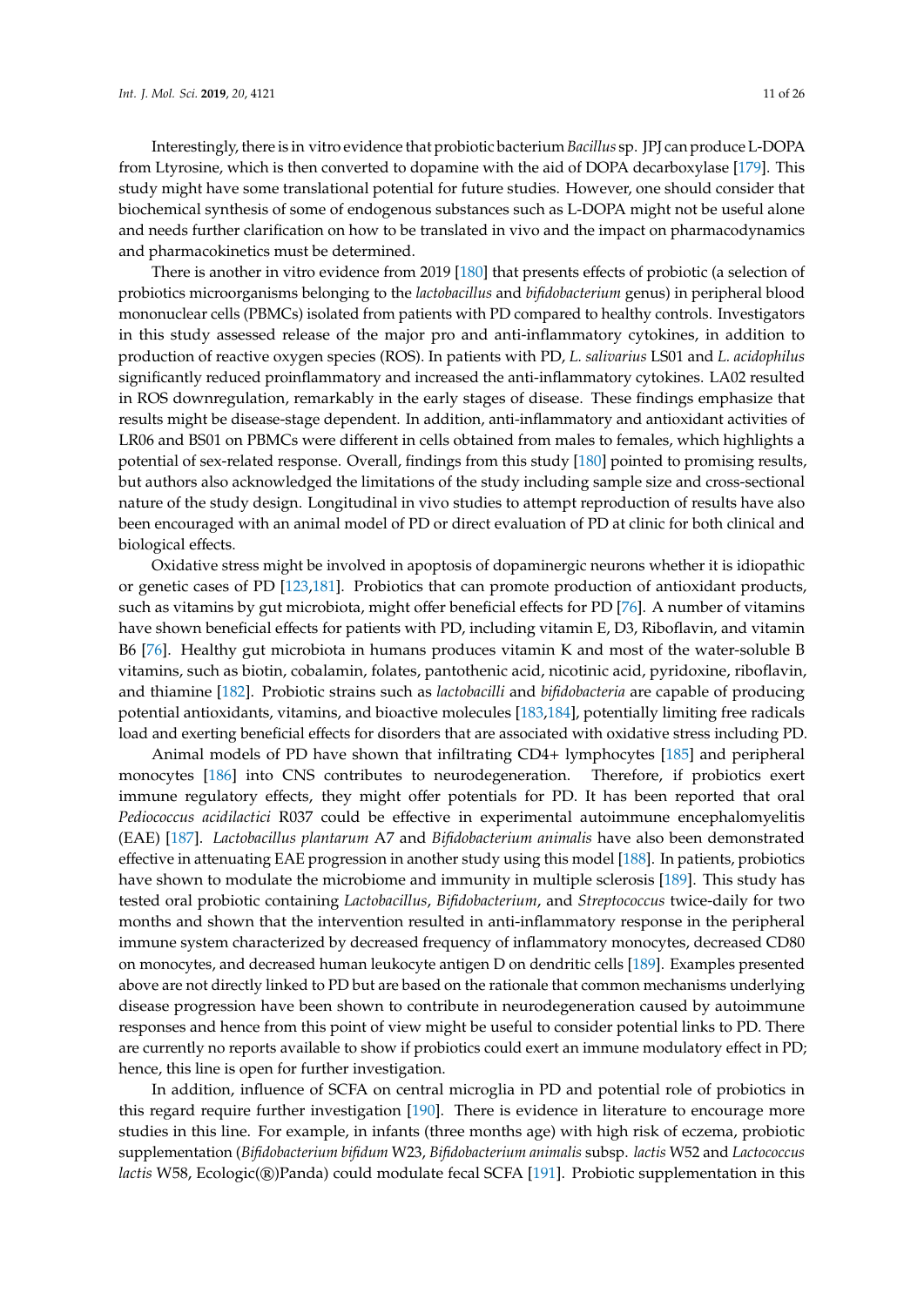Interestingly, there is in vitro evidence that probiotic bacterium *Bacillus* sp. JPJ can produce L-DOPA from Ltyrosine, which is then converted to dopamine with the aid of DOPA decarboxylase [179]. This study might have some translational potential for future studies. However, one should consider that biochemical synthesis of some of endogenous substances such as L-DOPA might not be useful alone and needs further clarification on how to be translated in vivo and the impact on pharmacodynamics and pharmacokinetics must be determined.

There is another in vitro evidence from 2019 [180] that presents effects of probiotic (a selection of probiotics microorganisms belonging to the *lactobacillus* and *bifidobacterium* genus) in peripheral blood mononuclear cells (PBMCs) isolated from patients with PD compared to healthy controls. Investigators in this study assessed release of the major pro and anti-inflammatory cytokines, in addition to production of reactive oxygen species (ROS). In patients with PD, *L. salivarius* LS01 and *L. acidophilus* significantly reduced proinflammatory and increased the anti-inflammatory cytokines. LA02 resulted in ROS downregulation, remarkably in the early stages of disease. These findings emphasize that results might be disease-stage dependent. In addition, anti-inflammatory and antioxidant activities of LR06 and BS01 on PBMCs were different in cells obtained from males to females, which highlights a potential of sex-related response. Overall, findings from this study [180] pointed to promising results, but authors also acknowledged the limitations of the study including sample size and cross-sectional nature of the study design. Longitudinal in vivo studies to attempt reproduction of results have also been encouraged with an animal model of PD or direct evaluation of PD at clinic for both clinical and biological effects.

Oxidative stress might be involved in apoptosis of dopaminergic neurons whether it is idiopathic or genetic cases of PD [123,181]. Probiotics that can promote production of antioxidant products, such as vitamins by gut microbiota, might offer beneficial effects for PD [76]. A number of vitamins have shown beneficial effects for patients with PD, including vitamin E, D3, Riboflavin, and vitamin B6 [76]. Healthy gut microbiota in humans produces vitamin K and most of the water-soluble B vitamins, such as biotin, cobalamin, folates, pantothenic acid, nicotinic acid, pyridoxine, riboflavin, and thiamine [182]. Probiotic strains such as *lactobacilli* and *bifidobacteria* are capable of producing potential antioxidants, vitamins, and bioactive molecules [183,184], potentially limiting free radicals load and exerting beneficial effects for disorders that are associated with oxidative stress including PD.

Animal models of PD have shown that infiltrating CD4+ lymphocytes [185] and peripheral monocytes [186] into CNS contributes to neurodegeneration. Therefore, if probiotics exert immune regulatory effects, they might offer potentials for PD. It has been reported that oral *Pediococcus acidilactici* R037 could be effective in experimental autoimmune encephalomyelitis (EAE) [187]. *Lactobacillus plantarum* A7 and *Bifidobacterium animalis* have also been demonstrated effective in attenuating EAE progression in another study using this model [188]. In patients, probiotics have shown to modulate the microbiome and immunity in multiple sclerosis [189]. This study has tested oral probiotic containing *Lactobacillus*, *Bifidobacterium*, and *Streptococcus* twice-daily for two months and shown that the intervention resulted in anti-inflammatory response in the peripheral immune system characterized by decreased frequency of inflammatory monocytes, decreased CD80 on monocytes, and decreased human leukocyte antigen D on dendritic cells [189]. Examples presented above are not directly linked to PD but are based on the rationale that common mechanisms underlying disease progression have been shown to contribute in neurodegeneration caused by autoimmune responses and hence from this point of view might be useful to consider potential links to PD. There are currently no reports available to show if probiotics could exert an immune modulatory effect in PD; hence, this line is open for further investigation.

In addition, influence of SCFA on central microglia in PD and potential role of probiotics in this regard require further investigation [190]. There is evidence in literature to encourage more studies in this line. For example, in infants (three months age) with high risk of eczema, probiotic supplementation (*Bifidobacterium bifidum* W23, *Bifidobacterium animalis* subsp. *lactis* W52 and *Lactococcus lactis* W58, Ecologic(®)Panda) could modulate fecal SCFA [191]. Probiotic supplementation in this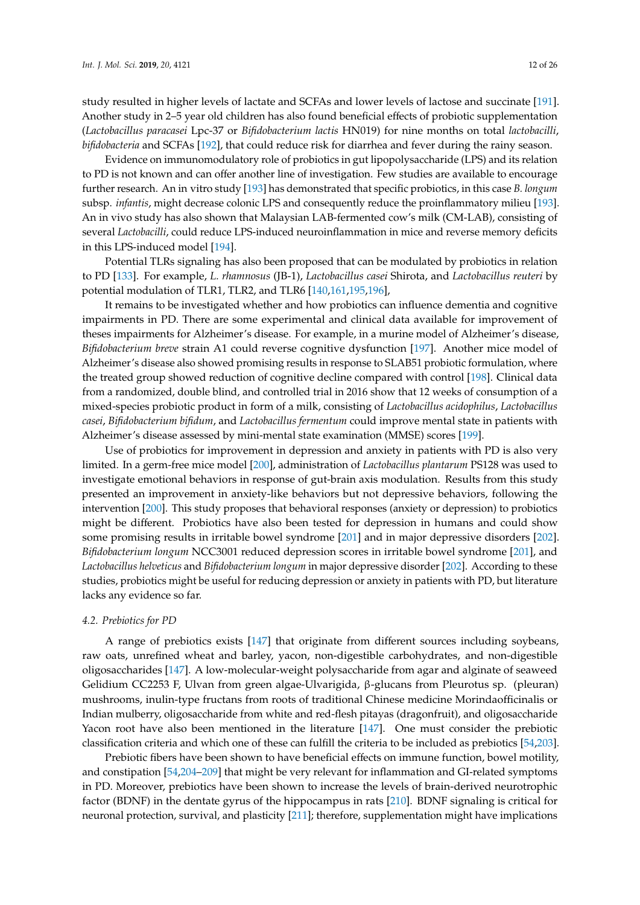study resulted in higher levels of lactate and SCFAs and lower levels of lactose and succinate [191]. Another study in 2–5 year old children has also found beneficial effects of probiotic supplementation (*Lactobacillus paracasei* Lpc-37 or *Bifidobacterium lactis* HN019) for nine months on total *lactobacilli*, *bifidobacteria* and SCFAs [192], that could reduce risk for diarrhea and fever during the rainy season.

Evidence on immunomodulatory role of probiotics in gut lipopolysaccharide (LPS) and its relation to PD is not known and can offer another line of investigation. Few studies are available to encourage further research. An in vitro study [193] has demonstrated that specific probiotics, in this case *B. longum* subsp. *infantis*, might decrease colonic LPS and consequently reduce the proinflammatory milieu [193]. An in vivo study has also shown that Malaysian LAB-fermented cow's milk (CM-LAB), consisting of several *Lactobacilli*, could reduce LPS-induced neuroinflammation in mice and reverse memory deficits in this LPS-induced model [194].

Potential TLRs signaling has also been proposed that can be modulated by probiotics in relation to PD [133]. For example, *L. rhamnosus* (JB-1), *Lactobacillus casei* Shirota, and *Lactobacillus reuteri* by potential modulation of TLR1, TLR2, and TLR6 [140,161,195,196],

It remains to be investigated whether and how probiotics can influence dementia and cognitive impairments in PD. There are some experimental and clinical data available for improvement of theses impairments for Alzheimer's disease. For example, in a murine model of Alzheimer's disease, *Bifidobacterium breve* strain A1 could reverse cognitive dysfunction [197]. Another mice model of Alzheimer's disease also showed promising results in response to SLAB51 probiotic formulation, where the treated group showed reduction of cognitive decline compared with control [198]. Clinical data from a randomized, double blind, and controlled trial in 2016 show that 12 weeks of consumption of a mixed-species probiotic product in form of a milk, consisting of *Lactobacillus acidophilus*, *Lactobacillus casei*, *Bifidobacterium bifidum*, and *Lactobacillus fermentum* could improve mental state in patients with Alzheimer's disease assessed by mini-mental state examination (MMSE) scores [199].

Use of probiotics for improvement in depression and anxiety in patients with PD is also very limited. In a germ-free mice model [200], administration of *Lactobacillus plantarum* PS128 was used to investigate emotional behaviors in response of gut-brain axis modulation. Results from this study presented an improvement in anxiety-like behaviors but not depressive behaviors, following the intervention [200]. This study proposes that behavioral responses (anxiety or depression) to probiotics might be different. Probiotics have also been tested for depression in humans and could show some promising results in irritable bowel syndrome [201] and in major depressive disorders [202]. *Bifidobacterium longum* NCC3001 reduced depression scores in irritable bowel syndrome [201], and *Lactobacillus helveticus* and *Bifidobacterium longum* in major depressive disorder [202]. According to these studies, probiotics might be useful for reducing depression or anxiety in patients with PD, but literature lacks any evidence so far.

### 4.2. Prebiotics for PD

A range of prebiotics exists [147] that originate from different sources including soybeans, raw oats, unrefined wheat and barley, yacon, non-digestible carbohydrates, and non-digestible oligosaccharides [147]. A low-molecular-weight polysaccharide from agar and alginate of seaweed Gelidium CC2253 F, Ulvan from green algae-Ulvarigida, β-glucans from Pleurotus sp. (pleuran) mushrooms, inulin-type fructans from roots of traditional Chinese medicine Morindaofficinalis or Indian mulberry, oligosaccharide from white and red-flesh pitayas (dragonfruit), and oligosaccharide Yacon root have also been mentioned in the literature [147]. One must consider the prebiotic classification criteria and which one of these can fulfill the criteria to be included as prebiotics [54,203].

Prebiotic fibers have been shown to have beneficial effects on immune function, bowel motility, and constipation [54,204–209] that might be very relevant for inflammation and GI-related symptoms in PD. Moreover, prebiotics have been shown to increase the levels of brain-derived neurotrophic factor (BDNF) in the dentate gyrus of the hippocampus in rats [210]. BDNF signaling is critical for neuronal protection, survival, and plasticity [211]; therefore, supplementation might have implications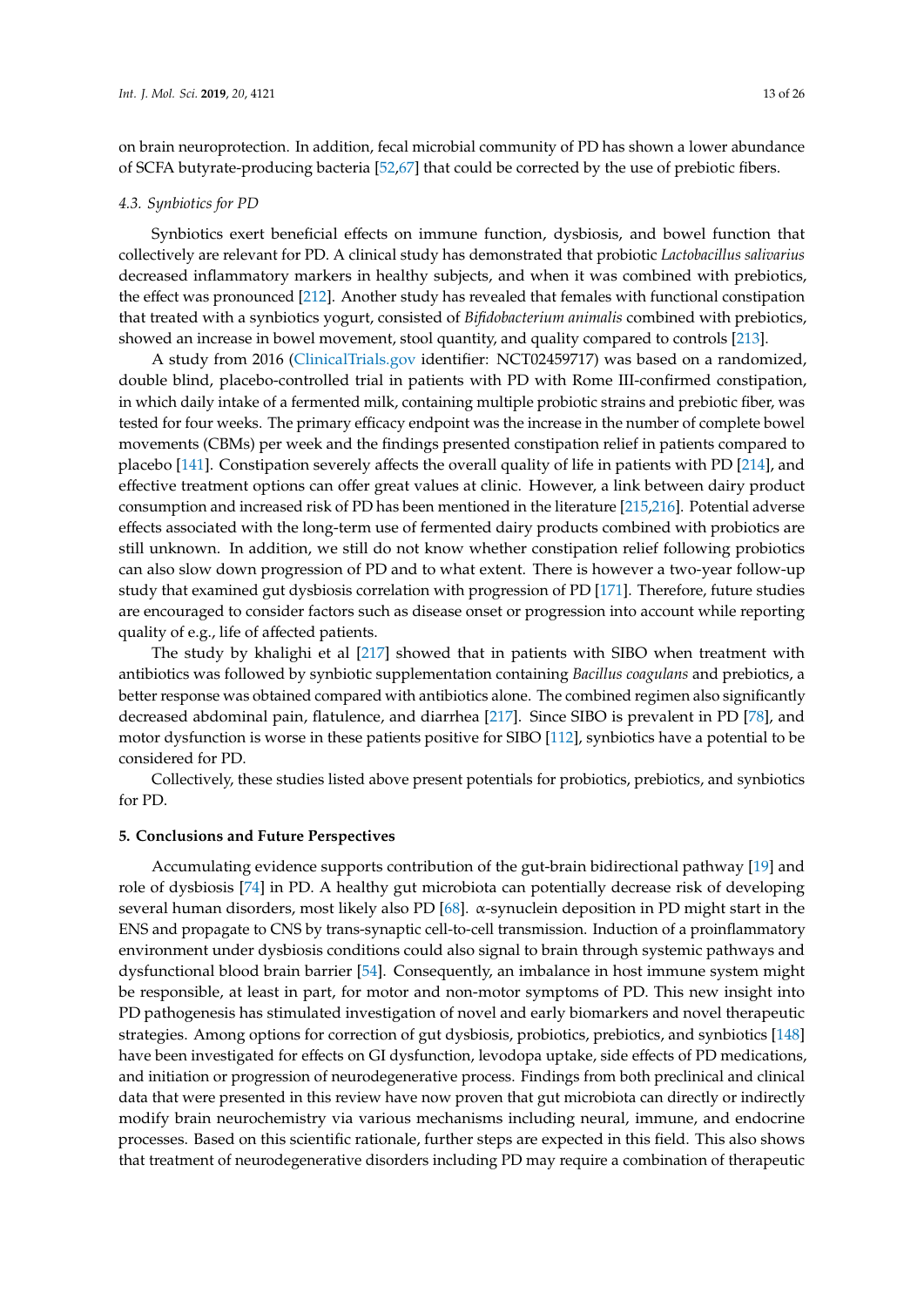on brain neuroprotection. In addition, fecal microbial community of PD has shown a lower abundance of SCFA butyrate-producing bacteria [52,67] that could be corrected by the use of prebiotic fibers.

### 4.3. Synbiotics for PD

Synbiotics exert beneficial effects on immune function, dysbiosis, and bowel function that collectively are relevant for PD. A clinical study has demonstrated that probiotic *Lactobacillus salivarius* decreased inflammatory markers in healthy subjects, and when it was combined with prebiotics, the effect was pronounced [212]. Another study has revealed that females with functional constipation that treated with a synbiotics yogurt, consisted of *Bifidobacterium animalis* combined with prebiotics, showed an increase in bowel movement, stool quantity, and quality compared to controls [213].

A study from 2016 (ClinicalTrials.gov identifier: NCT02459717) was based on a randomized, double blind, placebo-controlled trial in patients with PD with Rome III-confirmed constipation, in which daily intake of a fermented milk, containing multiple probiotic strains and prebiotic fiber, was tested for four weeks. The primary efficacy endpoint was the increase in the number of complete bowel movements (CBMs) per week and the findings presented constipation relief in patients compared to placebo [141]. Constipation severely affects the overall quality of life in patients with PD [214], and effective treatment options can offer great values at clinic. However, a link between dairy product consumption and increased risk of PD has been mentioned in the literature [215,216]. Potential adverse effects associated with the long-term use of fermented dairy products combined with probiotics are still unknown. In addition, we still do not know whether constipation relief following probiotics can also slow down progression of PD and to what extent. There is however a two-year follow-up study that examined gut dysbiosis correlation with progression of PD [171]. Therefore, future studies are encouraged to consider factors such as disease onset or progression into account while reporting quality of e.g., life of affected patients.

The study by khalighi et al [217] showed that in patients with SIBO when treatment with antibiotics was followed by synbiotic supplementation containing *Bacillus coagulans* and prebiotics, a better response was obtained compared with antibiotics alone. The combined regimen also significantly decreased abdominal pain, flatulence, and diarrhea [217]. Since SIBO is prevalent in PD [78], and motor dysfunction is worse in these patients positive for SIBO [112], synbiotics have a potential to be considered for PD.

Collectively, these studies listed above present potentials for probiotics, prebiotics, and synbiotics for PD.

## 5. Conclusions and Future Perspectives

Accumulating evidence supports contribution of the gut-brain bidirectional pathway [19] and role of dysbiosis [74] in PD. A healthy gut microbiota can potentially decrease risk of developing several human disorders, most likely also PD [68]. $\alpha$-synuclein deposition in PD might start in the ENS and propagate to CNS by trans-synaptic cell-to-cell transmission. Induction of a proinflammatory environment under dysbiosis conditions could also signal to brain through systemic pathways and dysfunctional blood brain barrier [54]. Consequently, an imbalance in host immune system might be responsible, at least in part, for motor and non-motor symptoms of PD. This new insight into PD pathogenesis has stimulated investigation of novel and early biomarkers and novel therapeutic strategies. Among options for correction of gut dysbiosis, probiotics, prebiotics, and synbiotics [148] have been investigated for effects on GI dysfunction, levodopa uptake, side effects of PD medications, and initiation or progression of neurodegenerative process. Findings from both preclinical and clinical data that were presented in this review have now proven that gut microbiota can directly or indirectly modify brain neurochemistry via various mechanisms including neural, immune, and endocrine processes. Based on this scientific rationale, further steps are expected in this field. This also shows that treatment of neurodegenerative disorders including PD may require a combination of therapeutic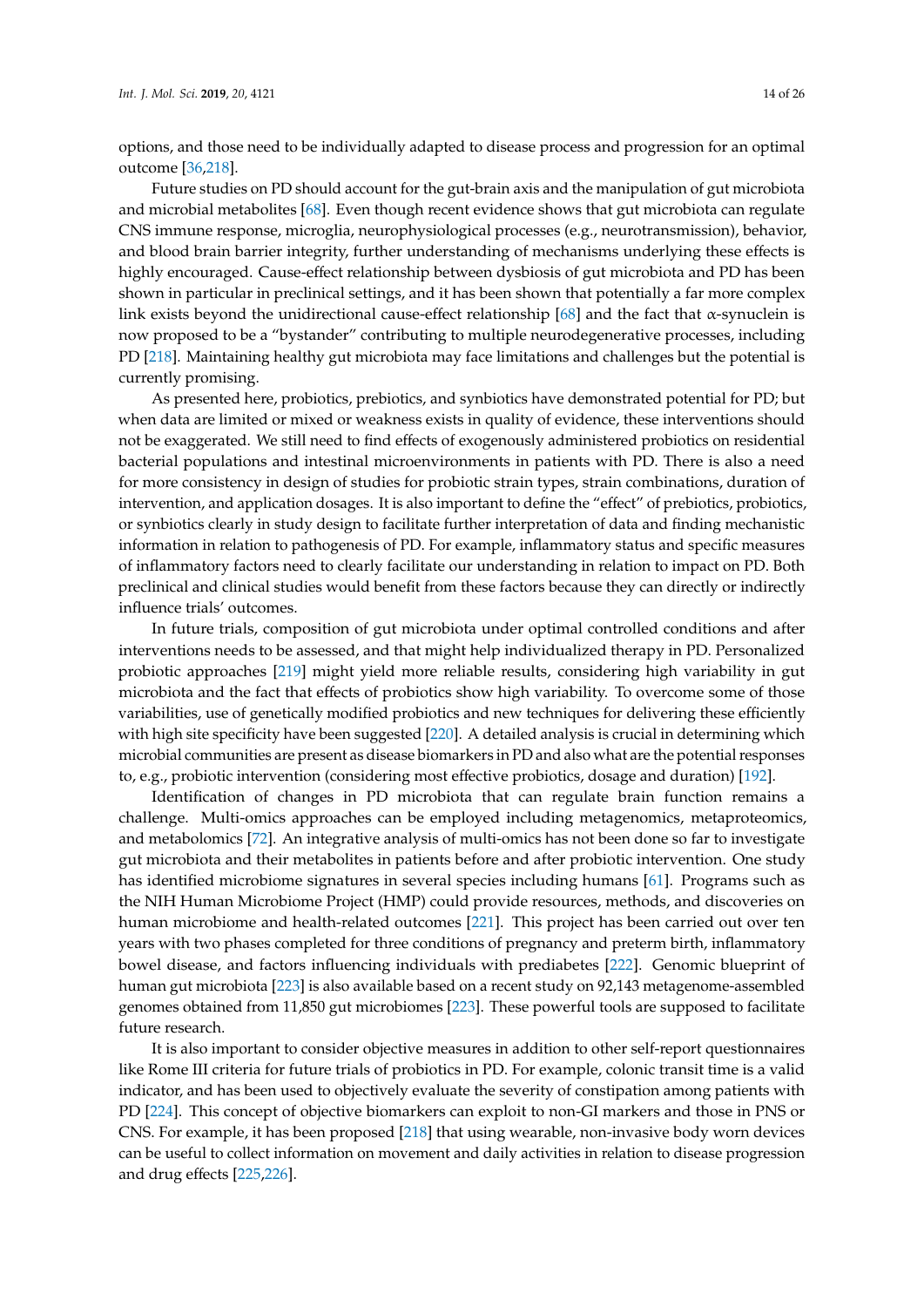options, and those need to be individually adapted to disease process and progression for an optimal outcome [36,218].

Future studies on PD should account for the gut-brain axis and the manipulation of gut microbiota and microbial metabolites [68]. Even though recent evidence shows that gut microbiota can regulate CNS immune response, microglia, neurophysiological processes (e.g., neurotransmission), behavior, and blood brain barrier integrity, further understanding of mechanisms underlying these effects is highly encouraged. Cause-effect relationship between dysbiosis of gut microbiota and PD has been shown in particular in preclinical settings, and it has been shown that potentially a far more complex link exists beyond the unidirectional cause-effect relationship [68] and the fact that α-synuclein is now proposed to be a "bystander" contributing to multiple neurodegenerative processes, including PD [218]. Maintaining healthy gut microbiota may face limitations and challenges but the potential is currently promising.

As presented here, probiotics, prebiotics, and synbiotics have demonstrated potential for PD; but when data are limited or mixed or weakness exists in quality of evidence, these interventions should not be exaggerated. We still need to find effects of exogenously administered probiotics on residential bacterial populations and intestinal microenvironments in patients with PD. There is also a need for more consistency in design of studies for probiotic strain types, strain combinations, duration of intervention, and application dosages. It is also important to define the "effect" of prebiotics, probiotics, or synbiotics clearly in study design to facilitate further interpretation of data and finding mechanistic information in relation to pathogenesis of PD. For example, inflammatory status and specific measures of inflammatory factors need to clearly facilitate our understanding in relation to impact on PD. Both preclinical and clinical studies would benefit from these factors because they can directly or indirectly influence trials' outcomes.

In future trials, composition of gut microbiota under optimal controlled conditions and after interventions needs to be assessed, and that might help individualized therapy in PD. Personalized probiotic approaches [219] might yield more reliable results, considering high variability in gut microbiota and the fact that effects of probiotics show high variability. To overcome some of those variabilities, use of genetically modified probiotics and new techniques for delivering these efficiently with high site specificity have been suggested [220]. A detailed analysis is crucial in determining which microbial communities are present as disease biomarkers in PD and also what are the potential responses to, e.g., probiotic intervention (considering most effective probiotics, dosage and duration) [192].

Identification of changes in PD microbiota that can regulate brain function remains a challenge. Multi-omics approaches can be employed including metagenomics, metaproteomics, and metabolomics [72]. An integrative analysis of multi-omics has not been done so far to investigate gut microbiota and their metabolites in patients before and after probiotic intervention. One study has identified microbiome signatures in several species including humans [61]. Programs such as the NIH Human Microbiome Project (HMP) could provide resources, methods, and discoveries on human microbiome and health-related outcomes [221]. This project has been carried out over ten years with two phases completed for three conditions of pregnancy and preterm birth, inflammatory bowel disease, and factors influencing individuals with prediabetes [222]. Genomic blueprint of human gut microbiota [223] is also available based on a recent study on 92,143 metagenome-assembled genomes obtained from 11,850 gut microbiomes [223]. These powerful tools are supposed to facilitate future research.

It is also important to consider objective measures in addition to other self-report questionnaires like Rome III criteria for future trials of probiotics in PD. For example, colonic transit time is a valid indicator, and has been used to objectively evaluate the severity of constipation among patients with PD [224]. This concept of objective biomarkers can exploit to non-GI markers and those in PNS or CNS. For example, it has been proposed [218] that using wearable, non-invasive body worn devices can be useful to collect information on movement and daily activities in relation to disease progression and drug effects [225,226].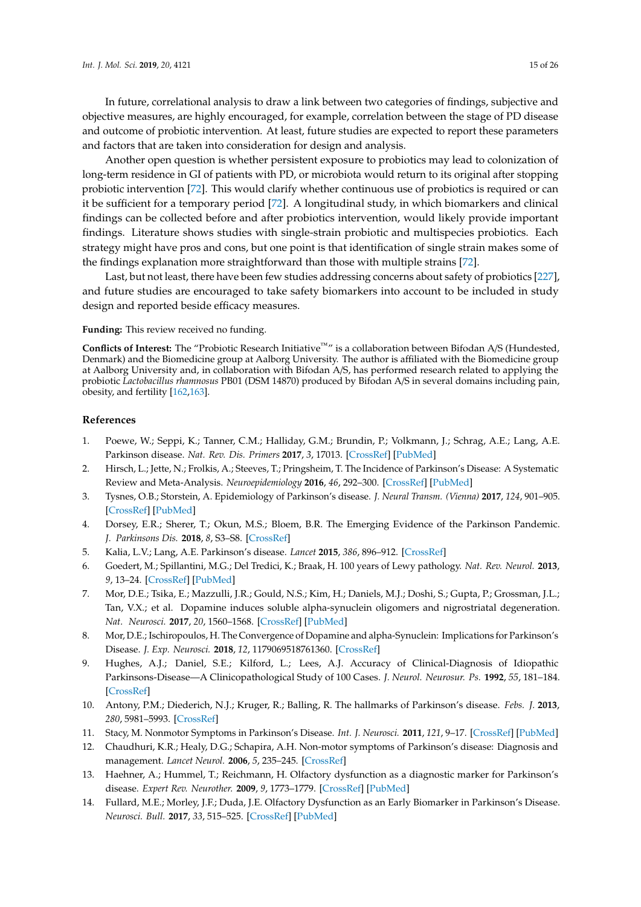In future, correlational analysis to draw a link between two categories of findings, subjective and objective measures, are highly encouraged, for example, correlation between the stage of PD disease and outcome of probiotic intervention. At least, future studies are expected to report these parameters and factors that are taken into consideration for design and analysis.

Another open question is whether persistent exposure to probiotics may lead to colonization of long-term residence in GI of patients with PD, or microbiota would return to its original after stopping probiotic intervention [72]. This would clarify whether continuous use of probiotics is required or can it be sufficient for a temporary period [72]. A longitudinal study, in which biomarkers and clinical findings can be collected before and after probiotics intervention, would likely provide important findings. Literature shows studies with single-strain probiotic and multispecies probiotics. Each strategy might have pros and cons, but one point is that identification of single strain makes some of the findings explanation more straightforward than those with multiple strains [72].

Last, but not least, there have been few studies addressing concerns about safety of probiotics [227], and future studies are encouraged to take safety biomarkers into account to be included in study design and reported beside efficacy measures.

**Funding:** This review received no funding.

**Conflicts of Interest:** The "Probiotic Research Initiative™" is a collaboration between Bifodan A/S (Hundested, Denmark) and the Biomedicine group at Aalborg University. The author is affiliated with the Biomedicine group at Aalborg University and, in collaboration with Bifodan A/S, has performed research related to applying the probiotic *Lactobacillus rhamnosus* PB01 (DSM 14870) produced by Bifodan A/S in several domains including pain, obesity, and fertility [162,163].

## References

1. Poewe, W.; Seppi, K.; Tanner, C.M.; Halliday, G.M.; Brundin, P.; Volkmann, J.; Schrag, A.E.; Lang, A.E. Parkinson disease. *Nat. Rev. Dis. Primers* **2017**, *3*, 17013. [CrossRef] [PubMed]
2. Hirsch, L.; Jette, N.; Frolkis, A.; Steeves, T.; Pringsheim, T. The Incidence of Parkinson's Disease: A Systematic Review and Meta-Analysis. *Neuroepidemiology* **2016**, *46*, 292–300. [CrossRef] [PubMed]
3. Tysnes, O.B.; Storstein, A. Epidemiology of Parkinson's disease. *J. Neural Transm. (Vienna)* **2017**, *124*, 901–905. [CrossRef] [PubMed]
4. Dorsey, E.R.; Sherer, T.; Okun, M.S.; Bloem, B.R. The Emerging Evidence of the Parkinson Pandemic. *J. Parkinsons Dis.* **2018**, *8*, S3–S8. [CrossRef]
5. Kalia, L.V.; Lang, A.E. Parkinson's disease. *Lancet* **2015**, *386*, 896–912. [CrossRef]
6. Goedert, M.; Spillantini, M.G.; Del Tredici, K.; Braak, H. 100 years of Lewy pathology. *Nat. Rev. Neurol.* **2013**, *9*, 13–24. [CrossRef] [PubMed]
7. Mor, D.E.; Tsika, E.; Mazzulli, J.R.; Gould, N.S.; Kim, H.; Daniels, M.J.; Doshi, S.; Gupta, P.; Grossman, J.L.; Tan, V.X.; et al. Dopamine induces soluble alpha-synuclein oligomers and nigrostriatal degeneration. *Nat. Neurosci.* **2017**, *20*, 1560–1568. [CrossRef] [PubMed]
8. Mor, D.E.; Ischiropoulos, H. The Convergence of Dopamine and alpha-Synuclein: Implications for Parkinson's Disease. *J. Exp. Neurosci.* **2018**, *12*, 1179069518761360. [CrossRef]
9. Hughes, A.J.; Daniel, S.E.; Kilford, L.; Lees, A.J. Accuracy of Clinical-Diagnosis of Idiopathic Parkinsons-Disease—A Clinicopathological Study of 100 Cases. *J. Neurol. Neurosur. Ps.* **1992**, *55*, 181–184. [CrossRef]
10. Antony, P.M.; Diederich, N.J.; Kruger, R.; Balling, R. The hallmarks of Parkinson's disease. *Febs. J.* **2013**, *280*, 5981–5993. [CrossRef]
11. Stacy, M. Nonmotor Symptoms in Parkinson's Disease. *Int. J. Neurosci.* **2011**, *121*, 9–17. [CrossRef] [PubMed]
12. Chaudhuri, K.R.; Healy, D.G.; Schapira, A.H. Non-motor symptoms of Parkinson's disease: Diagnosis and management. *Lancet Neurol.* **2006**, *5*, 235–245. [CrossRef]
13. Haehner, A.; Hummel, T.; Reichmann, H. Olfactory dysfunction as a diagnostic marker for Parkinson's disease. *Expert Rev. Neurother.* **2009**, *9*, 1773–1779. [CrossRef] [PubMed]
14. Fullard, M.E.; Morley, J.F.; Duda, J.E. Olfactory Dysfunction as an Early Biomarker in Parkinson's Disease. *Neurosci. Bull.* **2017**, *33*, 515–525. [CrossRef] [PubMed]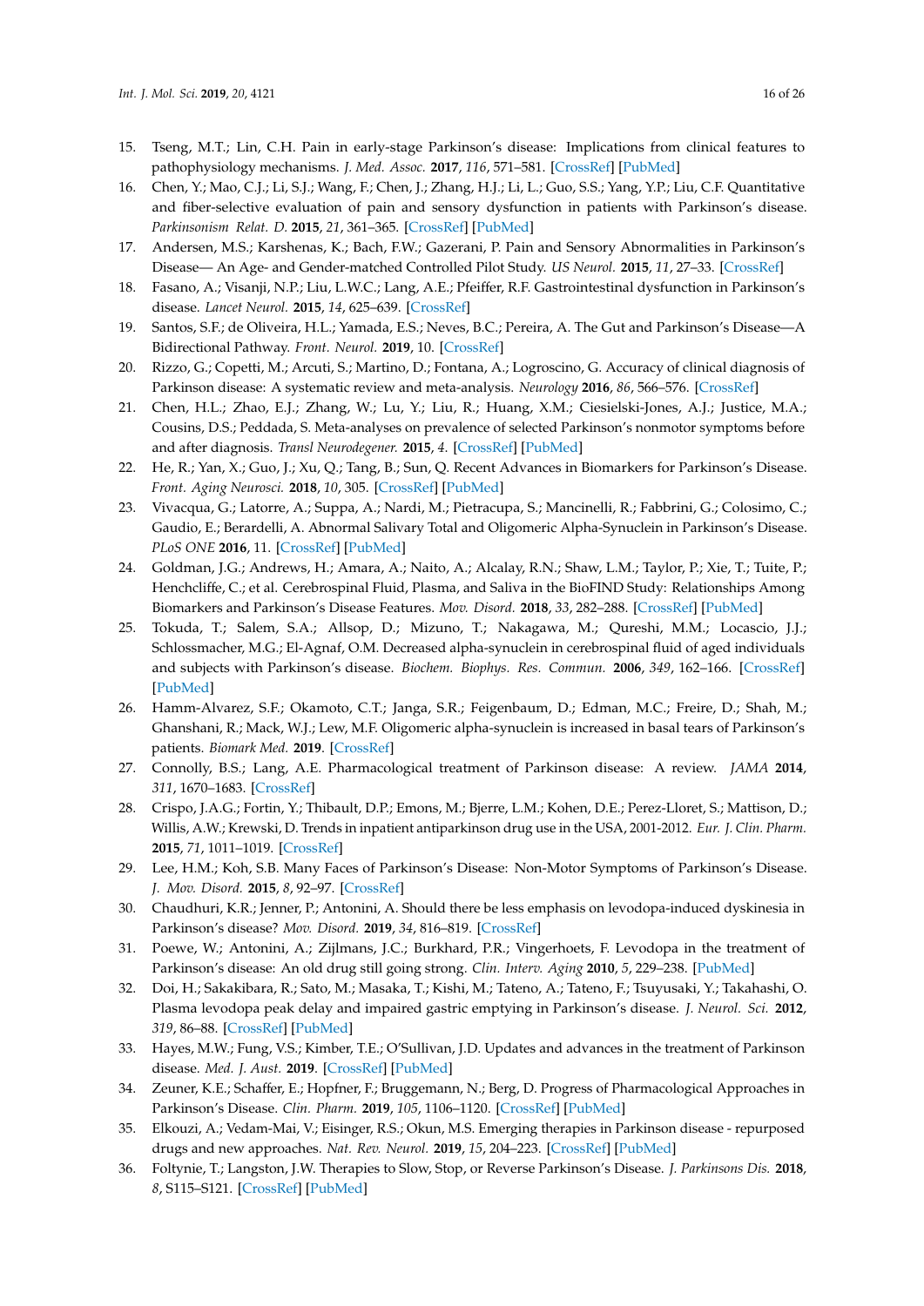15. Tseng, M.T.; Lin, C.H. Pain in early-stage Parkinson's disease: Implications from clinical features to pathophysiology mechanisms. *J. Med. Assoc.* **2017**, *116*, 571–581. [CrossRef] [PubMed]
16. Chen, Y.; Mao, C.J.; Li, S.J.; Wang, F.; Chen, J.; Zhang, H.J.; Li, L.; Guo, S.S.; Yang, Y.P.; Liu, C.F. Quantitative and fiber-selective evaluation of pain and sensory dysfunction in patients with Parkinson's disease. *Parkinsonism Relat. D.* **2015**, *21*, 361–365. [CrossRef] [PubMed]
17. Andersen, M.S.; Karshenas, K.; Bach, F.W.; Gazerani, P. Pain and Sensory Abnormalities in Parkinson's Disease— An Age- and Gender-matched Controlled Pilot Study. *US Neurol.* **2015**, *11*, 27–33. [CrossRef]
18. Fasano, A.; Visanji, N.P.; Liu, L.W.C.; Lang, A.E.; Pfeiffer, R.F. Gastrointestinal dysfunction in Parkinson's disease. *Lancet Neurol.* **2015**, *14*, 625–639. [CrossRef]
19. Santos, S.F.; de Oliveira, H.L.; Yamada, E.S.; Neves, B.C.; Pereira, A. The Gut and Parkinson's Disease—A Bidirectional Pathway. *Front. Neurol.* **2019**, 10. [CrossRef]
20. Rizzo, G.; Copetti, M.; Arcuti, S.; Martino, D.; Fontana, A.; Logroscino, G. Accuracy of clinical diagnosis of Parkinson disease: A systematic review and meta-analysis. *Neurology* **2016**, *86*, 566–576. [CrossRef]
21. Chen, H.L.; Zhao, E.J.; Zhang, W.; Lu, Y.; Liu, R.; Huang, X.M.; Ciesielski-Jones, A.J.; Justice, M.A.; Cousins, D.S.; Peddada, S. Meta-analyses on prevalence of selected Parkinson's nonmotor symptoms before and after diagnosis. *Transl Neurodegener.* **2015**, *4*. [CrossRef] [PubMed]
22. He, R.; Yan, X.; Guo, J.; Xu, Q.; Tang, B.; Sun, Q. Recent Advances in Biomarkers for Parkinson's Disease. *Front. Aging Neurosci.* **2018**, *10*, 305. [CrossRef] [PubMed]
23. Vivacqua, G.; Latorre, A.; Suppa, A.; Nardi, M.; Pietracupa, S.; Mancinelli, R.; Fabbrini, G.; Colosimo, C.; Gaudio, E.; Berardelli, A. Abnormal Salivary Total and Oligomeric Alpha-Synuclein in Parkinson's Disease. *PLoS ONE* **2016**, 11. [CrossRef] [PubMed]
24. Goldman, J.G.; Andrews, H.; Amara, A.; Naito, A.; Alcalay, R.N.; Shaw, L.M.; Taylor, P.; Xie, T.; Tuite, P.; Henchcliffe, C.; et al. Cerebrospinal Fluid, Plasma, and Saliva in the BioFIND Study: Relationships Among Biomarkers and Parkinson's Disease Features. *Mov. Disord.* **2018**, *33*, 282–288. [CrossRef] [PubMed]
25. Tokuda, T.; Salem, S.A.; Allsop, D.; Mizuno, T.; Nakagawa, M.; Qureshi, M.M.; Locascio, J.J.; Schlossmacher, M.G.; El-Agnaf, O.M. Decreased alpha-synuclein in cerebrospinal fluid of aged individuals and subjects with Parkinson's disease. *Biochem. Biophys. Res. Commun.* **2006**, *349*, 162–166. [CrossRef] [PubMed]
26. Hamm-Alvarez, S.F.; Okamoto, C.T.; Janga, S.R.; Feigenbaum, D.; Edman, M.C.; Freire, D.; Shah, M.; Ghanshani, R.; Mack, W.J.; Lew, M.F. Oligomeric alpha-synuclein is increased in basal tears of Parkinson's patients. *Biomark Med.* **2019**. [CrossRef]
27. Connolly, B.S.; Lang, A.E. Pharmacological treatment of Parkinson disease: A review. *JAMA* **2014**, *311*, 1670–1683. [CrossRef]
28. Crispo, J.A.G.; Fortin, Y.; Thibault, D.P.; Emons, M.; Bjerre, L.M.; Kohen, D.E.; Perez-Lloret, S.; Mattison, D.; Willis, A.W.; Krewski, D. Trends in inpatient antiparkinson drug use in the USA, 2001-2012. *Eur. J. Clin. Pharm.* **2015**, *71*, 1011–1019. [CrossRef]
29. Lee, H.M.; Koh, S.B. Many Faces of Parkinson's Disease: Non-Motor Symptoms of Parkinson's Disease. *J. Mov. Disord.* **2015**, *8*, 92–97. [CrossRef]
30. Chaudhuri, K.R.; Jenner, P.; Antonini, A. Should there be less emphasis on levodopa-induced dyskinesia in Parkinson's disease? *Mov. Disord.* **2019**, *34*, 816–819. [CrossRef]
31. Poewe, W.; Antonini, A.; Zijlmans, J.C.; Burkhard, P.R.; Vingerhoets, F. Levodopa in the treatment of Parkinson's disease: An old drug still going strong. *Clin. Interv. Aging* **2010**, *5*, 229–238. [PubMed]
32. Doi, H.; Sakakibara, R.; Sato, M.; Masaka, T.; Kishi, M.; Tateno, A.; Tateno, F.; Tsuyusaki, Y.; Takahashi, O. Plasma levodopa peak delay and impaired gastric emptying in Parkinson's disease. *J. Neurol. Sci.* **2012**, *319*, 86–88. [CrossRef] [PubMed]
33. Hayes, M.W.; Fung, V.S.; Kimber, T.E.; O'Sullivan, J.D. Updates and advances in the treatment of Parkinson disease. *Med. J. Aust.* **2019**. [CrossRef] [PubMed]
34. Zeuner, K.E.; Schaffer, E.; Hopfner, F.; Bruggemann, N.; Berg, D. Progress of Pharmacological Approaches in Parkinson's Disease. *Clin. Pharm.* **2019**, *105*, 1106–1120. [CrossRef] [PubMed]
35. Elkouzi, A.; Vedam-Mai, V.; Eisinger, R.S.; Okun, M.S. Emerging therapies in Parkinson disease - repurposed drugs and new approaches. *Nat. Rev. Neurol.* **2019**, *15*, 204–223. [CrossRef] [PubMed]
36. Foltynie, T.; Langston, J.W. Therapies to Slow, Stop, or Reverse Parkinson's Disease. *J. Parkinsons Dis.* **2018**, *8*, S115–S121. [CrossRef] [PubMed]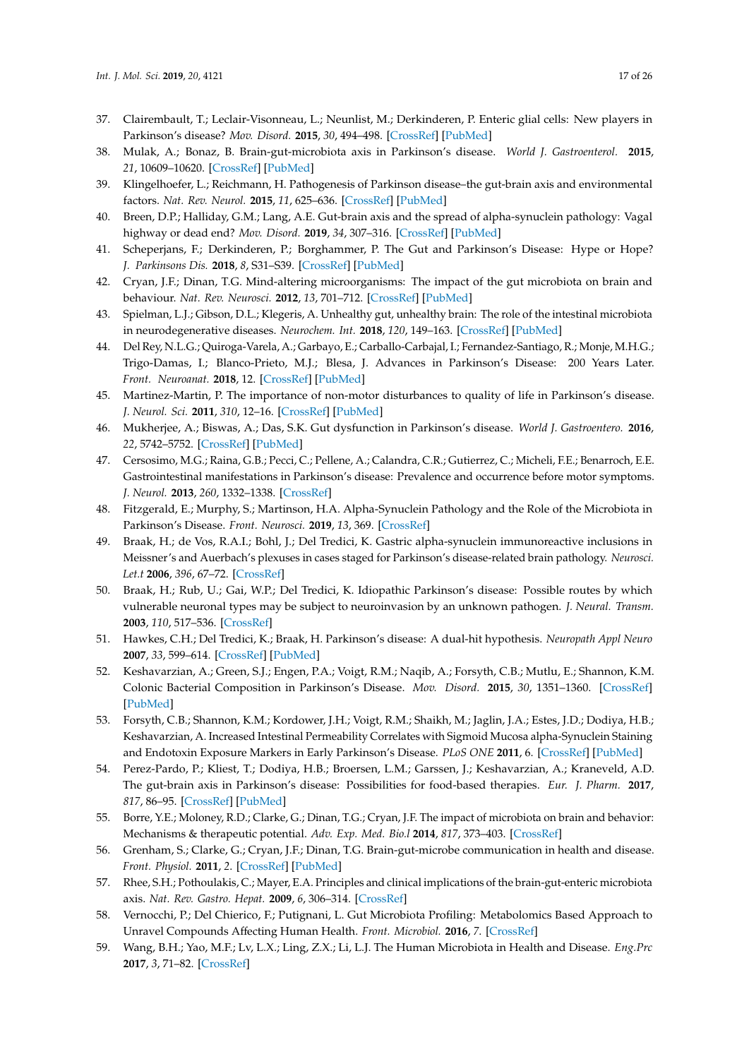37. Clairembault, T.; Leclair-Visonneau, L.; Neunlist, M.; Derkinderen, P. Enteric glial cells: New players in Parkinson's disease? *Mov. Disord.* **2015**, *30*, 494–498. [CrossRef] [PubMed]
38. Mulak, A.; Bonaz, B. Brain-gut-microbiota axis in Parkinson's disease. *World J. Gastroenterol.* **2015**, *21*, 10609–10620. [CrossRef] [PubMed]
39. Klingelhoefer, L.; Reichmann, H. Pathogenesis of Parkinson disease–the gut-brain axis and environmental factors. *Nat. Rev. Neurol.* **2015**, *11*, 625–636. [CrossRef] [PubMed]
40. Breen, D.P.; Halliday, G.M.; Lang, A.E. Gut-brain axis and the spread of alpha-synuclein pathology: Vagal highway or dead end? *Mov. Disord.* **2019**, *34*, 307–316. [CrossRef] [PubMed]
41. Scheperjans, F.; Derkinderen, P.; Borghammer, P. The Gut and Parkinson's Disease: Hype or Hope? *J. Parkinsons Dis.* **2018**, *8*, S31–S39. [CrossRef] [PubMed]
42. Cryan, J.F.; Dinan, T.G. Mind-altering microorganisms: The impact of the gut microbiota on brain and behaviour. *Nat. Rev. Neurosci.* **2012**, *13*, 701–712. [CrossRef] [PubMed]
43. Spielman, L.J.; Gibson, D.L.; Klegeris, A. Unhealthy gut, unhealthy brain: The role of the intestinal microbiota in neurodegenerative diseases. *Neurochem. Int.* **2018**, *120*, 149–163. [CrossRef] [PubMed]
44. Del Rey, N.L.G.; Quiroga-Varela, A.; Garbayo, E.; Carballo-Carbajal, I.; Fernandez-Santiago, R.; Monje, M.H.G.; Trigo-Damas, I.; Blanco-Prieto, M.J.; Blesa, J. Advances in Parkinson's Disease: 200 Years Later. *Front. Neuroanat.* **2018**, 12. [CrossRef] [PubMed]
45. Martinez-Martin, P. The importance of non-motor disturbances to quality of life in Parkinson's disease. *J. Neurol. Sci.* **2011**, *310*, 12–16. [CrossRef] [PubMed]
46. Mukherjee, A.; Biswas, A.; Das, S.K. Gut dysfunction in Parkinson's disease. *World J. Gastroentero.* **2016**, *22*, 5742–5752. [CrossRef] [PubMed]
47. Cersosimo, M.G.; Raina, G.B.; Pecci, C.; Pellene, A.; Calandra, C.R.; Gutierrez, C.; Micheli, F.E.; Benarroch, E.E. Gastrointestinal manifestations in Parkinson's disease: Prevalence and occurrence before motor symptoms. *J. Neurol.* **2013**, *260*, 1332–1338. [CrossRef]
48. Fitzgerald, E.; Murphy, S.; Martinson, H.A. Alpha-Synuclein Pathology and the Role of the Microbiota in Parkinson's Disease. *Front. Neurosci.* **2019**, *13*, 369. [CrossRef]
49. Braak, H.; de Vos, R.A.I.; Bohl, J.; Del Tredici, K. Gastric alpha-synuclein immunoreactive inclusions in Meissner's and Auerbach's plexuses in cases staged for Parkinson's disease-related brain pathology. *Neurosci. Let.t* **2006**, *396*, 67–72. [CrossRef]
50. Braak, H.; Rub, U.; Gai, W.P.; Del Tredici, K. Idiopathic Parkinson's disease: Possible routes by which vulnerable neuronal types may be subject to neuroinvasion by an unknown pathogen. *J. Neural. Transm.* **2003**, *110*, 517–536. [CrossRef]
51. Hawkes, C.H.; Del Tredici, K.; Braak, H. Parkinson's disease: A dual-hit hypothesis. *Neuropath Appl Neuro* **2007**, *33*, 599–614. [CrossRef] [PubMed]
52. Keshavarzian, A.; Green, S.J.; Engen, P.A.; Voigt, R.M.; Naqib, A.; Forsyth, C.B.; Mutlu, E.; Shannon, K.M. Colonic Bacterial Composition in Parkinson's Disease. *Mov. Disord.* **2015**, *30*, 1351–1360. [CrossRef] [PubMed]
53. Forsyth, C.B.; Shannon, K.M.; Kordower, J.H.; Voigt, R.M.; Shaikh, M.; Jaglin, J.A.; Estes, J.D.; Dodiya, H.B.; Keshavarzian, A. Increased Intestinal Permeability Correlates with Sigmoid Mucosa alpha-Synuclein Staining and Endotoxin Exposure Markers in Early Parkinson's Disease. *PLoS ONE* **2011**, 6. [CrossRef] [PubMed]
54. Perez-Pardo, P.; Kliest, T.; Dodiya, H.B.; Broersen, L.M.; Garssen, J.; Keshavarzian, A.; Kraneveld, A.D. The gut-brain axis in Parkinson's disease: Possibilities for food-based therapies. *Eur. J. Pharm.* **2017**, *817*, 86–95. [CrossRef] [PubMed]
55. Borre, Y.E.; Moloney, R.D.; Clarke, G.; Dinan, T.G.; Cryan, J.F. The impact of microbiota on brain and behavior: Mechanisms & therapeutic potential. *Adv. Exp. Med. Bio.l* **2014**, *817*, 373–403. [CrossRef]
56. Grenham, S.; Clarke, G.; Cryan, J.F.; Dinan, T.G. Brain-gut-microbe communication in health and disease. *Front. Physiol.* **2011**, 2. [CrossRef] [PubMed]
57. Rhee, S.H.; Pothoulakis, C.; Mayer, E.A. Principles and clinical implications of the brain-gut-enteric microbiota axis. *Nat. Rev. Gastro. Hepat.* **2009**, *6*, 306–314. [CrossRef]
58. Vernocchi, P.; Del Chierico, F.; Putignani, L. Gut Microbiota Profiling: Metabolomics Based Approach to Unravel Compounds Affecting Human Health. *Front. Microbiol.* **2016**, *7*. [CrossRef]
59. Wang, B.H.; Yao, M.F.; Lv, L.X.; Ling, Z.X.; Li, L.J. The Human Microbiota in Health and Disease. *Eng.Prc* **2017**, *3*, 71–82. [CrossRef]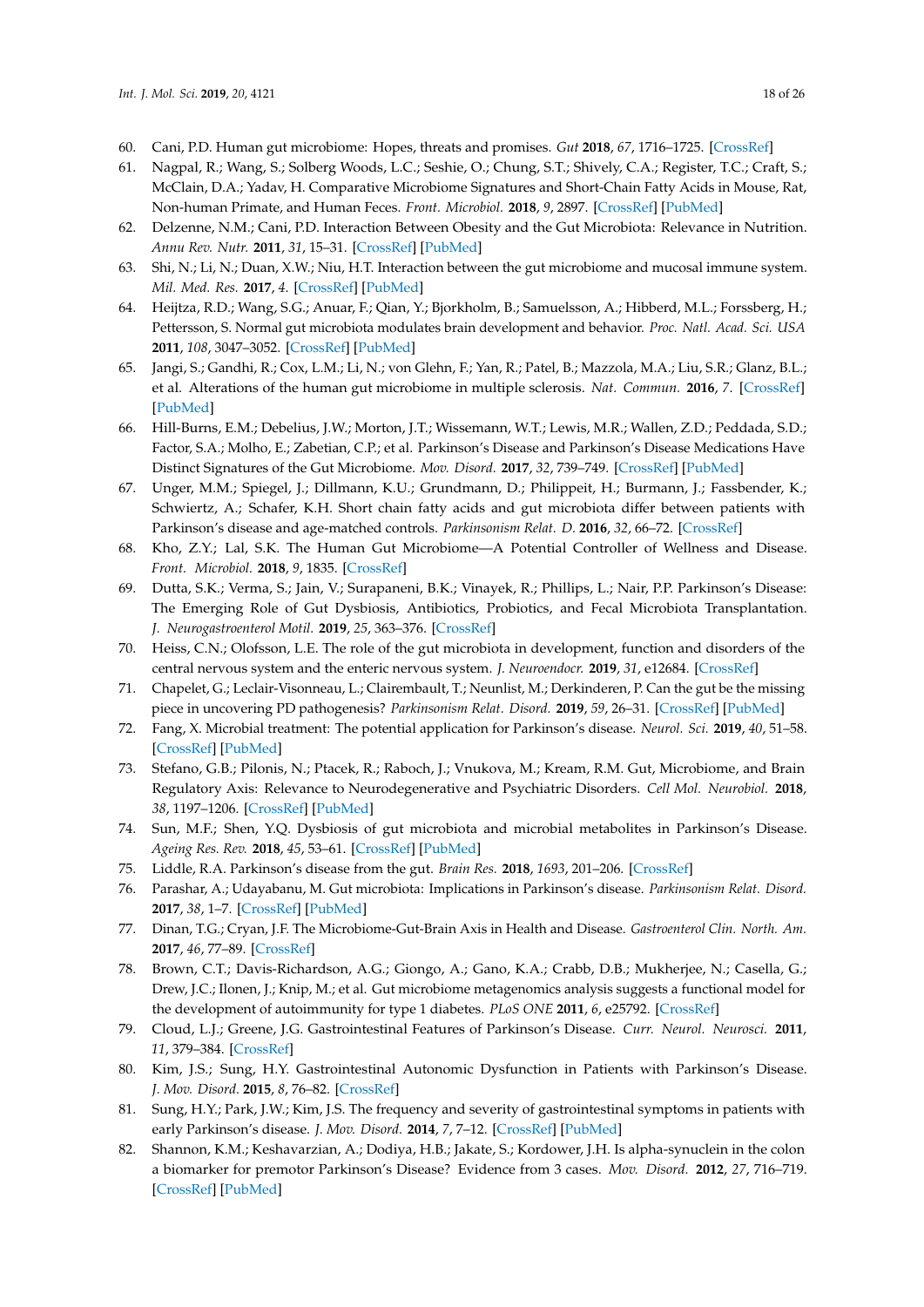60. Cani, P.D. Human gut microbiome: Hopes, threats and promises. *Gut* **2018**, *67*, 1716–1725. [CrossRef]
61. Nagpal, R.; Wang, S.; Solberg Woods, L.C.; Seshie, O.; Chung, S.T.; Shively, C.A.; Register, T.C.; Craft, S.; McClain, D.A.; Yadav, H. Comparative Microbiome Signatures and Short-Chain Fatty Acids in Mouse, Rat, Non-human Primate, and Human Feces. *Front. Microbiol.* **2018**, *9*, 2897. [CrossRef] [PubMed]
62. Delzenne, N.M.; Cani, P.D. Interaction Between Obesity and the Gut Microbiota: Relevance in Nutrition. *Annu Rev. Nutr.* **2011**, *31*, 15–31. [CrossRef] [PubMed]
63. Shi, N.; Li, N.; Duan, X.W.; Niu, H.T. Interaction between the gut microbiome and mucosal immune system. *Mil. Med. Res.* **2017**, *4*. [CrossRef] [PubMed]
64. Heijtza, R.D.; Wang, S.G.; Anuar, F.; Qian, Y.; Bjorkholm, B.; Samuelsson, A.; Hibberd, M.L.; Forssberg, H.; Pettersson, S. Normal gut microbiota modulates brain development and behavior. *Proc. Natl. Acad. Sci. USA* **2011**, *108*, 3047–3052. [CrossRef] [PubMed]
65. Jangi, S.; Gandhi, R.; Cox, L.M.; Li, N.; von Glehn, F.; Yan, R.; Patel, B.; Mazzola, M.A.; Liu, S.R.; Glanz, B.L.; et al. Alterations of the human gut microbiome in multiple sclerosis. *Nat. Commun.* **2016**, *7*. [CrossRef] [PubMed]
66. Hill-Burns, E.M.; Debelius, J.W.; Morton, J.T.; Wissemann, W.T.; Lewis, M.R.; Wallen, Z.D.; Peddada, S.D.; Factor, S.A.; Molho, E.; Zabetian, C.P.; et al. Parkinson's Disease and Parkinson's Disease Medications Have Distinct Signatures of the Gut Microbiome. *Mov. Disord.* **2017**, *32*, 739–749. [CrossRef] [PubMed]
67. Unger, M.M.; Spiegel, J.; Dillmann, K.U.; Grundmann, D.; Philippeit, H.; Burmann, J.; Fassbender, K.; Schwiertz, A.; Schafer, K.H. Short chain fatty acids and gut microbiota differ between patients with Parkinson's disease and age-matched controls. *Parkinsonism Relat. D.* **2016**, *32*, 66–72. [CrossRef]
68. Kho, Z.Y.; Lal, S.K. The Human Gut Microbiome—A Potential Controller of Wellness and Disease. *Front. Microbiol.* **2018**, *9*, 1835. [CrossRef]
69. Dutta, S.K.; Verma, S.; Jain, V.; Surapaneni, B.K.; Vinayek, R.; Phillips, L.; Nair, P.P. Parkinson's Disease: The Emerging Role of Gut Dysbiosis, Antibiotics, Probiotics, and Fecal Microbiota Transplantation. *J. Neurogastroenterol Motil.* **2019**, *25*, 363–376. [CrossRef]
70. Heiss, C.N.; Olofsson, L.E. The role of the gut microbiota in development, function and disorders of the central nervous system and the enteric nervous system. *J. Neuroendocr.* **2019**, *31*, e12684. [CrossRef]
71. Chapelet, G.; Leclair-Visonneau, L.; Clairembault, T.; Neunlist, M.; Derkinderen, P. Can the gut be the missing piece in uncovering PD pathogenesis? *Parkinsonism Relat. Disord.* **2019**, *59*, 26–31. [CrossRef] [PubMed]
72. Fang, X. Microbial treatment: The potential application for Parkinson's disease. *Neurol. Sci.* **2019**, *40*, 51–58. [CrossRef] [PubMed]
73. Stefano, G.B.; Pilonis, N.; Ptacek, R.; Raboch, J.; Vnukova, M.; Kream, R.M. Gut, Microbiome, and Brain Regulatory Axis: Relevance to Neurodegenerative and Psychiatric Disorders. *Cell Mol. Neurobiol.* **2018**, *38*, 1197–1206. [CrossRef] [PubMed]
74. Sun, M.F.; Shen, Y.Q. Dysbiosis of gut microbiota and microbial metabolites in Parkinson's Disease. *Ageing Res. Rev.* **2018**, *45*, 53–61. [CrossRef] [PubMed]
75. Liddle, R.A. Parkinson's disease from the gut. *Brain Res.* **2018**, *1693*, 201–206. [CrossRef]
76. Parashar, A.; Udayabanu, M. Gut microbiota: Implications in Parkinson's disease. *Parkinsonism Relat. Disord.* **2017**, *38*, 1–7. [CrossRef] [PubMed]
77. Dinan, T.G.; Cryan, J.F. The Microbiome-Gut-Brain Axis in Health and Disease. *Gastroenterol Clin. North. Am.* **2017**, *46*, 77–89. [CrossRef]
78. Brown, C.T.; Davis-Richardson, A.G.; Giongo, A.; Gano, K.A.; Crabb, D.B.; Mukherjee, N.; Casella, G.; Drew, J.C.; Ilonen, J.; Knip, M.; et al. Gut microbiome metagenomics analysis suggests a functional model for the development of autoimmunity for type 1 diabetes. *PLoS ONE* **2011**, *6*, e25792. [CrossRef]
79. Cloud, L.J.; Greene, J.G. Gastrointestinal Features of Parkinson's Disease. *Curr. Neurol. Neurosci.* **2011**, *11*, 379–384. [CrossRef]
80. Kim, J.S.; Sung, H.Y. Gastrointestinal Autonomic Dysfunction in Patients with Parkinson's Disease. *J. Mov. Disord.* **2015**, *8*, 76–82. [CrossRef]
81. Sung, H.Y.; Park, J.W.; Kim, J.S. The frequency and severity of gastrointestinal symptoms in patients with early Parkinson's disease. *J. Mov. Disord.* **2014**, *7*, 7–12. [CrossRef] [PubMed]
82. Shannon, K.M.; Keshavarzian, A.; Dodiya, H.B.; Jakate, S.; Kordower, J.H. Is alpha-synuclein in the colon a biomarker for premotor Parkinson's Disease? Evidence from 3 cases. *Mov. Disord.* **2012**, *27*, 716–719. [CrossRef] [PubMed]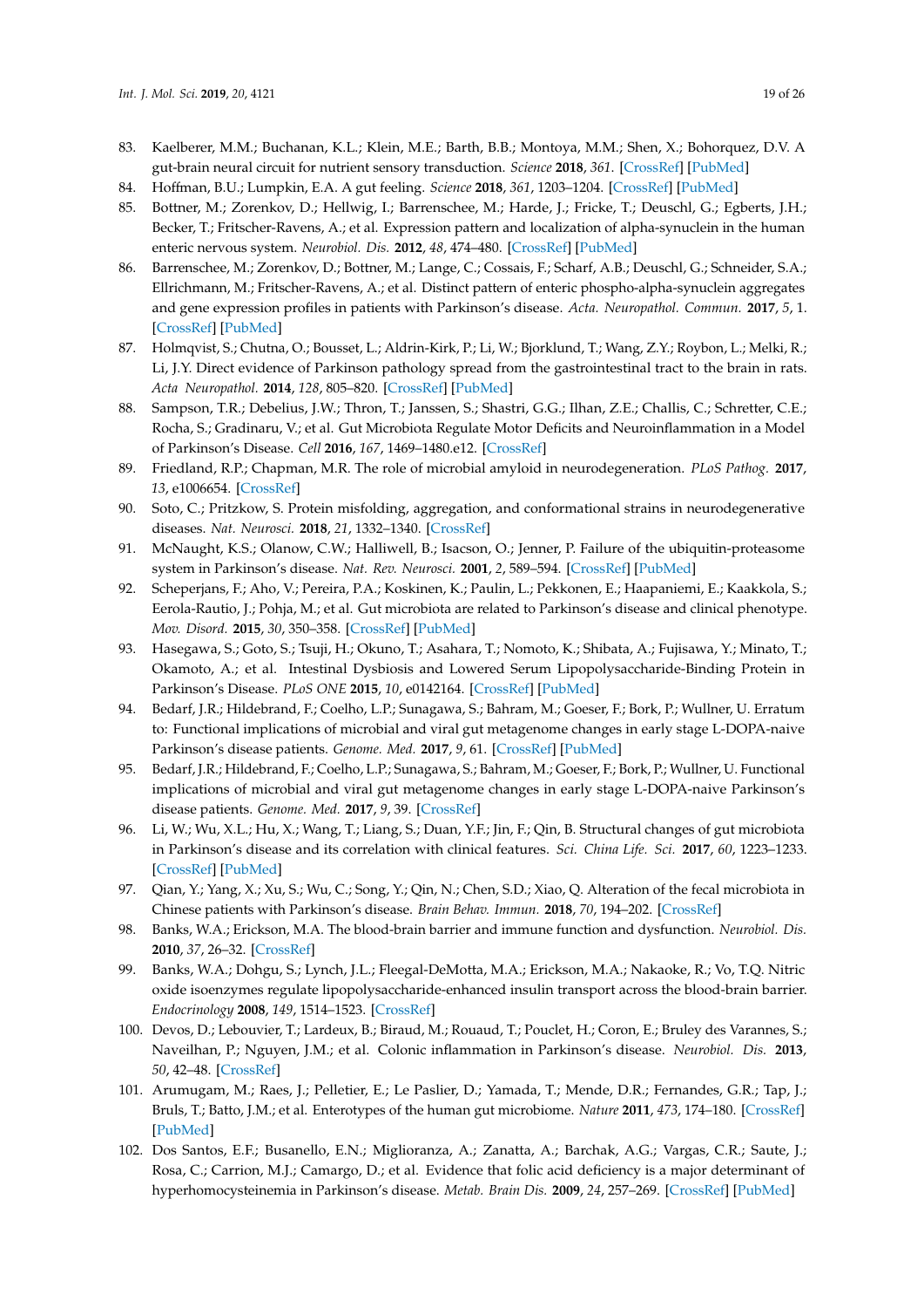83. Kaelberer, M.M.; Buchanan, K.L.; Klein, M.E.; Barth, B.B.; Montoya, M.M.; Shen, X.; Bohorquez, D.V. A gut-brain neural circuit for nutrient sensory transduction. *Science* **2018**, *361*. [CrossRef] [PubMed]
84. Hoffman, B.U.; Lumpkin, E.A. A gut feeling. *Science* **2018**, *361*, 1203–1204. [CrossRef] [PubMed]
85. Bottner, M.; Zorenkov, D.; Hellwig, I.; Barrenschee, M.; Harde, J.; Fricke, T.; Deuschl, G.; Egberts, J.H.; Becker, T.; Fritscher-Ravens, A.; et al. Expression pattern and localization of alpha-synuclein in the human enteric nervous system. *Neurobiol. Dis.* **2012**, *48*, 474–480. [CrossRef] [PubMed]
86. Barrenschee, M.; Zorenkov, D.; Bottner, M.; Lange, C.; Cossais, F.; Scharf, A.B.; Deuschl, G.; Schneider, S.A.; Ellrichmann, M.; Fritscher-Ravens, A.; et al. Distinct pattern of enteric phospho-alpha-synuclein aggregates and gene expression profiles in patients with Parkinson's disease. *Acta. Neuropathol. Commun.* **2017**, *5*, 1. [CrossRef] [PubMed]
87. Holmqvist, S.; Chutna, O.; Bousset, L.; Aldrin-Kirk, P.; Li, W.; Bjorklund, T.; Wang, Z.Y.; Roybon, L.; Melki, R.; Li, J.Y. Direct evidence of Parkinson pathology spread from the gastrointestinal tract to the brain in rats. *Acta Neuropathol.* **2014**, *128*, 805–820. [CrossRef] [PubMed]
88. Sampson, T.R.; Debelius, J.W.; Thron, T.; Janssen, S.; Shastri, G.G.; Ilhan, Z.E.; Challis, C.; Schretter, C.E.; Rocha, S.; Gradinaru, V.; et al. Gut Microbiota Regulate Motor Deficits and Neuroinflammation in a Model of Parkinson's Disease. *Cell* **2016**, *167*, 1469–1480.e12. [CrossRef]
89. Friedland, R.P.; Chapman, M.R. The role of microbial amyloid in neurodegeneration. *PLoS Pathog.* **2017**, *13*, e1006654. [CrossRef]
90. Soto, C.; Pritzkow, S. Protein misfolding, aggregation, and conformational strains in neurodegenerative diseases. *Nat. Neurosci.* **2018**, *21*, 1332–1340. [CrossRef]
91. McNaught, K.S.; Olanow, C.W.; Halliwell, B.; Isacson, O.; Jenner, P. Failure of the ubiquitin-proteasome system in Parkinson's disease. *Nat. Rev. Neurosci.* **2001**, *2*, 589–594. [CrossRef] [PubMed]
92. Scheperjans, F.; Aho, V.; Pereira, P.A.; Koskinen, K.; Paulin, L.; Pekkonen, E.; Haapaniemi, E.; Kaakkola, S.; Eerola-Rautio, J.; Pohja, M.; et al. Gut microbiota are related to Parkinson's disease and clinical phenotype. *Mov. Disord.* **2015**, *30*, 350–358. [CrossRef] [PubMed]
93. Hasegawa, S.; Goto, S.; Tsuji, H.; Okuno, T.; Asahara, T.; Nomoto, K.; Shibata, A.; Fujisawa, Y.; Minato, T.; Okamoto, A.; et al. Intestinal Dysbiosis and Lowered Serum Lipopolysaccharide-Binding Protein in Parkinson's Disease. *PLoS ONE* **2015**, *10*, e0142164. [CrossRef] [PubMed]
94. Bedarf, J.R.; Hildebrand, F.; Coelho, L.P.; Sunagawa, S.; Bahram, M.; Goeser, F.; Bork, P.; Wullner, U. Erratum to: Functional implications of microbial and viral gut metagenome changes in early stage L-DOPA-naive Parkinson's disease patients. *Genome. Med.* **2017**, *9*, 61. [CrossRef] [PubMed]
95. Bedarf, J.R.; Hildebrand, F.; Coelho, L.P.; Sunagawa, S.; Bahram, M.; Goeser, F.; Bork, P.; Wullner, U. Functional implications of microbial and viral gut metagenome changes in early stage L-DOPA-naive Parkinson's disease patients. *Genome. Med.* **2017**, *9*, 39. [CrossRef]
96. Li, W.; Wu, X.L.; Hu, X.; Wang, T.; Liang, S.; Duan, Y.F.; Jin, F.; Qin, B. Structural changes of gut microbiota in Parkinson's disease and its correlation with clinical features. *Sci. China Life. Sci.* **2017**, *60*, 1223–1233. [CrossRef] [PubMed]
97. Qian, Y.; Yang, X.; Xu, S.; Wu, C.; Song, Y.; Qin, N.; Chen, S.D.; Xiao, Q. Alteration of the fecal microbiota in Chinese patients with Parkinson's disease. *Brain Behav. Immun.* **2018**, *70*, 194–202. [CrossRef]
98. Banks, W.A.; Erickson, M.A. The blood-brain barrier and immune function and dysfunction. *Neurobiol. Dis.* **2010**, *37*, 26–32. [CrossRef]
99. Banks, W.A.; Dohgu, S.; Lynch, J.L.; Fleegal-DeMotta, M.A.; Erickson, M.A.; Nakaoke, R.; Vo, T.Q. Nitric oxide isoenzymes regulate lipopolysaccharide-enhanced insulin transport across the blood-brain barrier. *Endocrinology* **2008**, *149*, 1514–1523. [CrossRef]
100. Devos, D.; Lebouvier, T.; Lardeux, B.; Biraud, M.; Rouaud, T.; Pouclet, H.; Coron, E.; Bruley des Varannes, S.; Naveilhan, P.; Nguyen, J.M.; et al. Colonic inflammation in Parkinson's disease. *Neurobiol. Dis.* **2013**, *50*, 42–48. [CrossRef]
101. Arumugam, M.; Raes, J.; Pelletier, E.; Le Paslier, D.; Yamada, T.; Mende, D.R.; Fernandes, G.R.; Tap, J.; Bruls, T.; Batto, J.M.; et al. Enterotypes of the human gut microbiome. *Nature* **2011**, *473*, 174–180. [CrossRef] [PubMed]
102. Dos Santos, E.F.; Busanello, E.N.; Miglioranza, A.; Zanatta, A.; Barchak, A.G.; Vargas, C.R.; Saute, J.; Rosa, C.; Carrion, M.J.; Camargo, D.; et al. Evidence that folic acid deficiency is a major determinant of hyperhomocysteinemia in Parkinson's disease. *Metab. Brain Dis.* **2009**, *24*, 257–269. [CrossRef] [PubMed]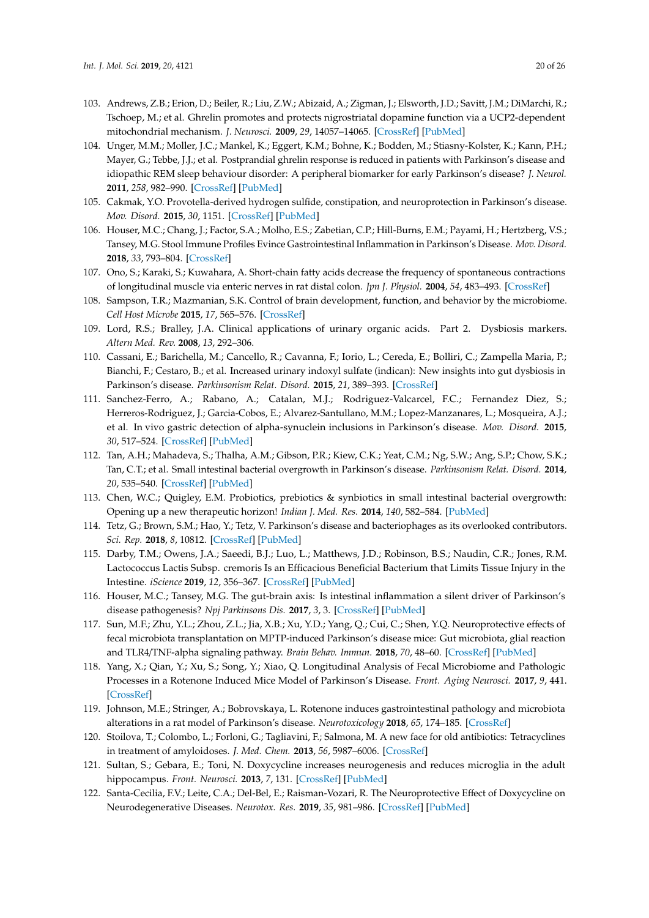103. Andrews, Z.B.; Erion, D.; Beiler, R.; Liu, Z.W.; Abizaid, A.; Zigman, J.; Elsworth, J.D.; Savitt, J.M.; DiMarchi, R.; Tschoep, M.; et al. Ghrelin promotes and protects nigrostriatal dopamine function via a UCP2-dependent mitochondrial mechanism. *J. Neurosci.* **2009**, *29*, 14057–14065. [CrossRef] [PubMed]
104. Unger, M.M.; Moller, J.C.; Mankel, K.; Eggert, K.M.; Bohne, K.; Bodden, M.; Stiasny-Kolster, K.; Kann, P.H.; Mayer, G.; Tebbe, J.J.; et al. Postprandial ghrelin response is reduced in patients with Parkinson's disease and idiopathic REM sleep behaviour disorder: A peripheral biomarker for early Parkinson's disease? *J. Neurol.* **2011**, *258*, 982–990. [CrossRef] [PubMed]
105. Cakmak, Y.O. Provotella-derived hydrogen sulfide, constipation, and neuroprotection in Parkinson's disease. *Mov. Disord.* **2015**, *30*, 1151. [CrossRef] [PubMed]
106. Houser, M.C.; Chang, J.; Factor, S.A.; Molho, E.S.; Zabetian, C.P.; Hill-Burns, E.M.; Payami, H.; Hertzberg, V.S.; Tansey, M.G. Stool Immune Profiles Evince Gastrointestinal Inflammation in Parkinson's Disease. *Mov. Disord.* **2018**, *33*, 793–804. [CrossRef]
107. Ono, S.; Karaki, S.; Kuwahara, A. Short-chain fatty acids decrease the frequency of spontaneous contractions of longitudinal muscle via enteric nerves in rat distal colon. *Jpn J. Physiol.* **2004**, *54*, 483–493. [CrossRef]
108. Sampson, T.R.; Mazmanian, S.K. Control of brain development, function, and behavior by the microbiome. *Cell Host Microbe* **2015**, *17*, 565–576. [CrossRef]
109. Lord, R.S.; Bralley, J.A. Clinical applications of urinary organic acids. Part 2. Dysbiosis markers. *Altern Med. Rev.* **2008**, *13*, 292–306.
110. Cassani, E.; Barichella, M.; Cancello, R.; Cavanna, F.; Iorio, L.; Cereda, E.; Bolliri, C.; Zampella Maria, P.; Bianchi, F.; Cestaro, B.; et al. Increased urinary indoxyl sulfate (indican): New insights into gut dysbiosis in Parkinson's disease. *Parkinsonism Relat. Disord.* **2015**, *21*, 389–393. [CrossRef]
111. Sanchez-Ferro, A.; Rabano, A.; Catalan, M.J.; Rodriguez-Valcarcel, F.C.; Fernandez Diez, S.; Herreros-Rodriguez, J.; Garcia-Cobos, E.; Alvarez-Santullano, M.M.; Lopez-Manzanares, L.; Mosqueira, A.J.; et al. In vivo gastric detection of alpha-synuclein inclusions in Parkinson's disease. *Mov. Disord.* **2015**, *30*, 517–524. [CrossRef] [PubMed]
112. Tan, A.H.; Mahadeva, S.; Thalha, A.M.; Gibson, P.R.; Kiew, C.K.; Yeat, C.M.; Ng, S.W.; Ang, S.P.; Chow, S.K.; Tan, C.T.; et al. Small intestinal bacterial overgrowth in Parkinson's disease. *Parkinsonism Relat. Disord.* **2014**, *20*, 535–540. [CrossRef] [PubMed]
113. Chen, W.C.; Quigley, E.M. Probiotics, prebiotics & synbiotics in small intestinal bacterial overgrowth: Opening up a new therapeutic horizon! *Indian J. Med. Res.* **2014**, *140*, 582–584. [PubMed]
114. Tetz, G.; Brown, S.M.; Hao, Y.; Tetz, V. Parkinson's disease and bacteriophages as its overlooked contributors. *Sci. Rep.* **2018**, *8*, 10812. [CrossRef] [PubMed]
115. Darby, T.M.; Owens, J.A.; Saeedi, B.J.; Luo, L.; Matthews, J.D.; Robinson, B.S.; Naudin, C.R.; Jones, R.M. Lactococcus Lactis Subsp. cremoris Is an Efficacious Beneficial Bacterium that Limits Tissue Injury in the Intestine. *iScience* **2019**, *12*, 356–367. [CrossRef] [PubMed]
116. Houser, M.C.; Tansey, M.G. The gut-brain axis: Is intestinal inflammation a silent driver of Parkinson's disease pathogenesis? *Npj Parkinsons Dis.* **2017**, *3*, 3. [CrossRef] [PubMed]
117. Sun, M.F.; Zhu, Y.L.; Zhou, Z.L.; Jia, X.B.; Xu, Y.D.; Yang, Q.; Cui, C.; Shen, Y.Q. Neuroprotective effects of fecal microbiota transplantation on MPTP-induced Parkinson's disease mice: Gut microbiota, glial reaction and TLR4/TNF-alpha signaling pathway. *Brain Behav. Immun.* **2018**, *70*, 48–60. [CrossRef] [PubMed]
118. Yang, X.; Qian, Y.; Xu, S.; Song, Y.; Xiao, Q. Longitudinal Analysis of Fecal Microbiome and Pathologic Processes in a Rotenone Induced Mice Model of Parkinson's Disease. *Front. Aging Neurosci.* **2017**, *9*, 441. [CrossRef]
119. Johnson, M.E.; Stringer, A.; Bobrovskaya, L. Rotenone induces gastrointestinal pathology and microbiota alterations in a rat model of Parkinson's disease. *Neurotoxicology* **2018**, *65*, 174–185. [CrossRef]
120. Stoilova, T.; Colombo, L.; Forloni, G.; Tagliavini, F.; Salmona, M. A new face for old antibiotics: Tetracyclines in treatment of amyloidoses. *J. Med. Chem.* **2013**, *56*, 5987–6006. [CrossRef]
121. Sultan, S.; Gebara, E.; Toni, N. Doxycycline increases neurogenesis and reduces microglia in the adult hippocampus. *Front. Neurosci.* **2013**, *7*, 131. [CrossRef] [PubMed]
122. Santa-Cecilia, F.V.; Leite, C.A.; Del-Bel, E.; Raisman-Vozari, R. The Neuroprotective Effect of Doxycycline on Neurodegenerative Diseases. *Neurotox. Res.* **2019**, *35*, 981–986. [CrossRef] [PubMed]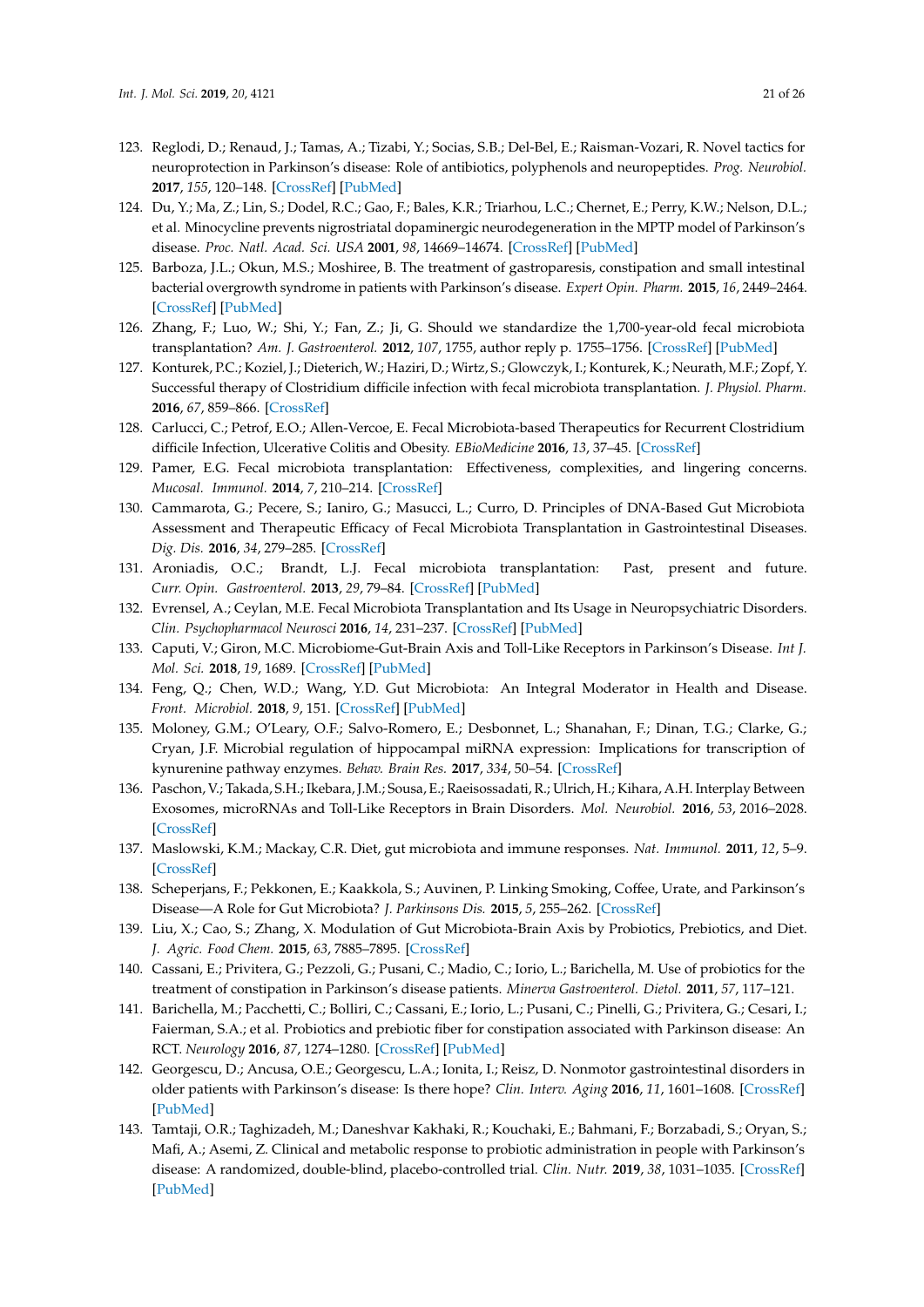123. Reglodi, D.; Renaud, J.; Tamas, A.; Tizabi, Y.; Socias, S.B.; Del-Bel, E.; Raisman-Vozari, R. Novel tactics for neuroprotection in Parkinson's disease: Role of antibiotics, polyphenols and neuropeptides. *Prog. Neurobiol.* **2017**, *155*, 120–148. [CrossRef] [PubMed]
124. Du, Y.; Ma, Z.; Lin, S.; Dodel, R.C.; Gao, F.; Bales, K.R.; Triarhou, L.C.; Chernet, E.; Perry, K.W.; Nelson, D.L.; et al. Minocycline prevents nigrostriatal dopaminergic neurodegeneration in the MPTP model of Parkinson's disease. *Proc. Natl. Acad. Sci. USA* **2001**, *98*, 14669–14674. [CrossRef] [PubMed]
125. Barboza, J.L.; Okun, M.S.; Moshiree, B. The treatment of gastroparesis, constipation and small intestinal bacterial overgrowth syndrome in patients with Parkinson's disease. *Expert Opin. Pharm.* **2015**, *16*, 2449–2464. [CrossRef] [PubMed]
126. Zhang, F.; Luo, W.; Shi, Y.; Fan, Z.; Ji, G. Should we standardize the 1,700-year-old fecal microbiota transplantation? *Am. J. Gastroenterol.* **2012**, *107*, 1755, author reply p. 1755–1756. [CrossRef] [PubMed]
127. Konturek, P.C.; Koziel, J.; Dieterich, W.; Haziri, D.; Wirtz, S.; Glowczyk, I.; Konturek, K.; Neurath, M.F.; Zopf, Y. Successful therapy of Clostridium difficile infection with fecal microbiota transplantation. *J. Physiol. Pharm.* **2016**, *67*, 859–866. [CrossRef]
128. Carlucci, C.; Petrof, E.O.; Allen-Vercoe, E. Fecal Microbiota-based Therapeutics for Recurrent Clostridium difficile Infection, Ulcerative Colitis and Obesity. *EBioMedicine* **2016**, *13*, 37–45. [CrossRef]
129. Pamer, E.G. Fecal microbiota transplantation: Effectiveness, complexities, and lingering concerns. *Mucosal. Immunol.* **2014**, *7*, 210–214. [CrossRef]
130. Cammarota, G.; Pecere, S.; Ianiro, G.; Masucci, L.; Curro, D. Principles of DNA-Based Gut Microbiota Assessment and Therapeutic Efficacy of Fecal Microbiota Transplantation in Gastrointestinal Diseases. *Dig. Dis.* **2016**, *34*, 279–285. [CrossRef]
131. Aroniadis, O.C.; Brandt, L.J. Fecal microbiota transplantation: Past, present and future. *Curr. Opin. Gastroenterol.* **2013**, *29*, 79–84. [CrossRef] [PubMed]
132. Evrensel, A.; Ceylan, M.E. Fecal Microbiota Transplantation and Its Usage in Neuropsychiatric Disorders. *Clin. Psychopharmacol Neurosci* **2016**, *14*, 231–237. [CrossRef] [PubMed]
133. Caputi, V.; Giron, M.C. Microbiome-Gut-Brain Axis and Toll-Like Receptors in Parkinson's Disease. *Int J. Mol. Sci.* **2018**, *19*, 1689. [CrossRef] [PubMed]
134. Feng, Q.; Chen, W.D.; Wang, Y.D. Gut Microbiota: An Integral Moderator in Health and Disease. *Front. Microbiol.* **2018**, *9*, 151. [CrossRef] [PubMed]
135. Moloney, G.M.; O'Leary, O.F.; Salvo-Romero, E.; Desbonnet, L.; Shanahan, F.; Dinan, T.G.; Clarke, G.; Cryan, J.F. Microbial regulation of hippocampal miRNA expression: Implications for transcription of kynurenine pathway enzymes. *Behav. Brain Res.* **2017**, *334*, 50–54. [CrossRef]
136. Paschon, V.; Takada, S.H.; Ikebara, J.M.; Sousa, E.; Raeisossadati, R.; Ulrich, H.; Kihara, A.H. Interplay Between Exosomes, microRNAs and Toll-Like Receptors in Brain Disorders. *Mol. Neurobiol.* **2016**, *53*, 2016–2028. [CrossRef]
137. Maslowski, K.M.; Mackay, C.R. Diet, gut microbiota and immune responses. *Nat. Immunol.* **2011**, *12*, 5–9. [CrossRef]
138. Scheperjans, F.; Pekkonen, E.; Kaakkola, S.; Auvinen, P. Linking Smoking, Coffee, Urate, and Parkinson's Disease—A Role for Gut Microbiota? *J. Parkinsons Dis.* **2015**, *5*, 255–262. [CrossRef]
139. Liu, X.; Cao, S.; Zhang, X. Modulation of Gut Microbiota-Brain Axis by Probiotics, Prebiotics, and Diet. *J. Agric. Food Chem.* **2015**, *63*, 7885–7895. [CrossRef]
140. Cassani, E.; Privitera, G.; Pezzoli, G.; Pusani, C.; Madio, C.; Iorio, L.; Barichella, M. Use of probiotics for the treatment of constipation in Parkinson's disease patients. *Minerva Gastroenterol. Dietol.* **2011**, *57*, 117–121.
141. Barichella, M.; Pacchetti, C.; Bolliri, C.; Cassani, E.; Iorio, L.; Pusani, C.; Pinelli, G.; Privitera, G.; Cesari, I.; Faierman, S.A.; et al. Probiotics and prebiotic fiber for constipation associated with Parkinson disease: An RCT. *Neurology* **2016**, *87*, 1274–1280. [CrossRef] [PubMed]
142. Georgescu, D.; Ancusa, O.E.; Georgescu, L.A.; Ionita, I.; Reisz, D. Nonmotor gastrointestinal disorders in older patients with Parkinson's disease: Is there hope? *Clin. Interv. Aging* **2016**, *11*, 1601–1608. [CrossRef] [PubMed]
143. Tamtaji, O.R.; Taghizadeh, M.; Daneshvar Kakhaki, R.; Kouchaki, E.; Bahmani, F.; Borzabadi, S.; Oryan, S.; Mafi, A.; Asemi, Z. Clinical and metabolic response to probiotic administration in people with Parkinson's disease: A randomized, double-blind, placebo-controlled trial. *Clin. Nutr.* **2019**, *38*, 1031–1035. [CrossRef] [PubMed]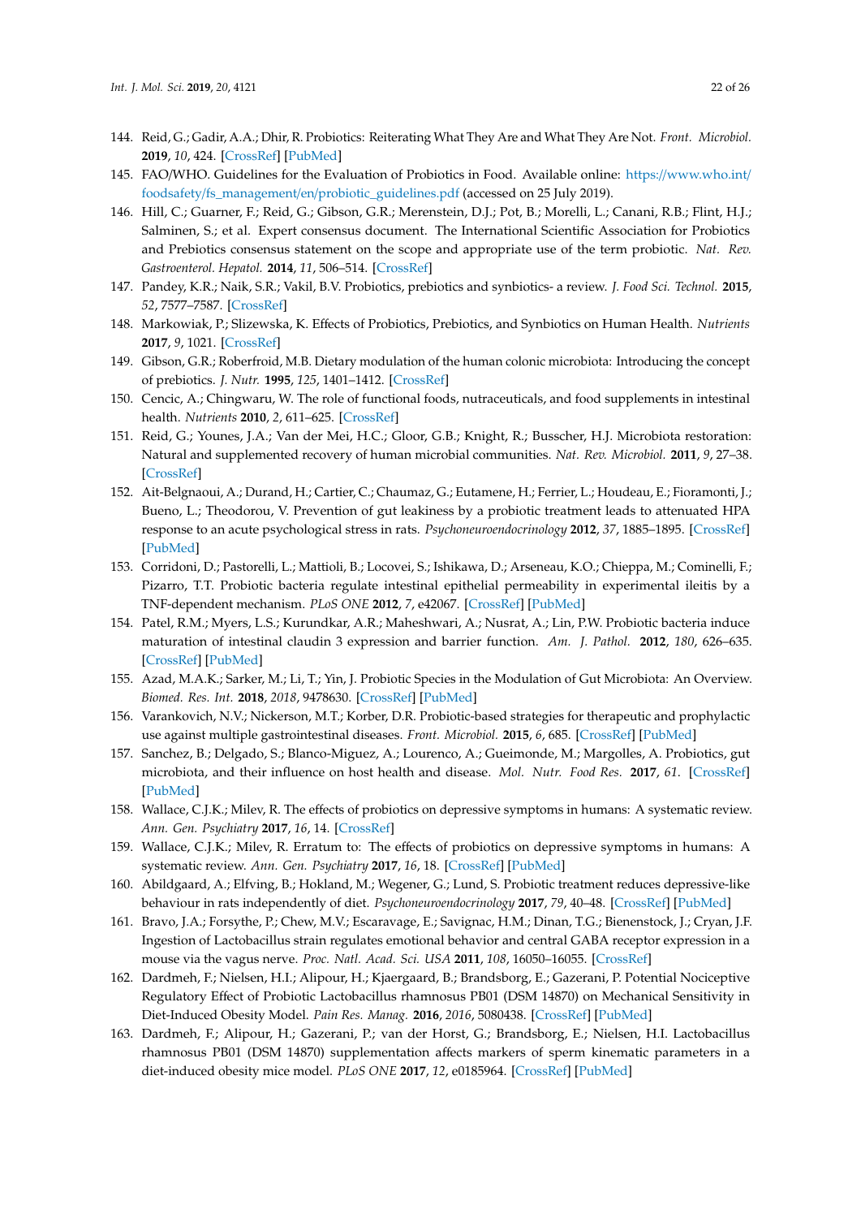144. Reid, G.; Gadir, A.A.; Dhir, R. Probiotics: Reiterating What They Are and What They Are Not. *Front. Microbiol.* **2019**, *10*, 424. [CrossRef] [PubMed]
145. FAO/WHO. Guidelines for the Evaluation of Probiotics in Food. Available online: https://www.who.int/foodsafety/fs_management/en/probiotic_guidelines.pdf (accessed on 25 July 2019).
146. Hill, C.; Guarner, F.; Reid, G.; Gibson, G.R.; Merenstein, D.J.; Pot, B.; Morelli, L.; Canani, R.B.; Flint, H.J.; Salminen, S.; et al. Expert consensus document. The International Scientific Association for Probiotics and Prebiotics consensus statement on the scope and appropriate use of the term probiotic. *Nat. Rev. Gastroenterol. Hepatol.* **2014**, *11*, 506–514. [CrossRef]
147. Pandey, K.R.; Naik, S.R.; Vakil, B.V. Probiotics, prebiotics and synbiotics- a review. *J. Food Sci. Technol.* **2015**, *52*, 7577–7587. [CrossRef]
148. Markowiak, P.; Slizewska, K. Effects of Probiotics, Prebiotics, and Synbiotics on Human Health. *Nutrients* **2017**, *9*, 1021. [CrossRef]
149. Gibson, G.R.; Roberfroid, M.B. Dietary modulation of the human colonic microbiota: Introducing the concept of prebiotics. *J. Nutr.* **1995**, *125*, 1401–1412. [CrossRef]
150. Cencic, A.; Chingwaru, W. The role of functional foods, nutraceuticals, and food supplements in intestinal health. *Nutrients* **2010**, *2*, 611–625. [CrossRef]
151. Reid, G.; Younes, J.A.; Van der Mei, H.C.; Gloor, G.B.; Knight, R.; Busscher, H.J. Microbiota restoration: Natural and supplemented recovery of human microbial communities. *Nat. Rev. Microbiol.* **2011**, *9*, 27–38. [CrossRef]
152. Ait-Belgnaoui, A.; Durand, H.; Cartier, C.; Chaumaz, G.; Eutamene, H.; Ferrier, L.; Houdeau, E.; Fioramonti, J.; Bueno, L.; Theodorou, V. Prevention of gut leakiness by a probiotic treatment leads to attenuated HPA response to an acute psychological stress in rats. *Psychoneuroendocrinology* **2012**, *37*, 1885–1895. [CrossRef] [PubMed]
153. Corridoni, D.; Pastorelli, L.; Mattioli, B.; Locovei, S.; Ishikawa, D.; Arseneau, K.O.; Chieppa, M.; Cominelli, F.; Pizarro, T.T. Probiotic bacteria regulate intestinal epithelial permeability in experimental ileitis by a TNF-dependent mechanism. *PLoS ONE* **2012**, *7*, e42067. [CrossRef] [PubMed]
154. Patel, R.M.; Myers, L.S.; Kurundkar, A.R.; Maheshwari, A.; Nusrat, A.; Lin, P.W. Probiotic bacteria induce maturation of intestinal claudin 3 expression and barrier function. *Am. J. Pathol.* **2012**, *180*, 626–635. [CrossRef] [PubMed]
155. Azad, M.A.K.; Sarker, M.; Li, T.; Yin, J. Probiotic Species in the Modulation of Gut Microbiota: An Overview. *Biomed. Res. Int.* **2018**, *2018*, 9478630. [CrossRef] [PubMed]
156. Varankovich, N.V.; Nickerson, M.T.; Korber, D.R. Probiotic-based strategies for therapeutic and prophylactic use against multiple gastrointestinal diseases. *Front. Microbiol.* **2015**, *6*, 685. [CrossRef] [PubMed]
157. Sanchez, B.; Delgado, S.; Blanco-Miguez, A.; Lourenco, A.; Gueimonde, M.; Margolles, A. Probiotics, gut microbiota, and their influence on host health and disease. *Mol. Nutr. Food Res.* **2017**, *61*. [CrossRef] [PubMed]
158. Wallace, C.J.K.; Milev, R. The effects of probiotics on depressive symptoms in humans: A systematic review. *Ann. Gen. Psychiatry* **2017**, *16*, 14. [CrossRef]
159. Wallace, C.J.K.; Milev, R. Erratum to: The effects of probiotics on depressive symptoms in humans: A systematic review. *Ann. Gen. Psychiatry* **2017**, *16*, 18. [CrossRef] [PubMed]
160. Abildgaard, A.; Elfving, B.; Hokland, M.; Wegener, G.; Lund, S. Probiotic treatment reduces depressive-like behaviour in rats independently of diet. *Psychoneuroendocrinology* **2017**, *79*, 40–48. [CrossRef] [PubMed]
161. Bravo, J.A.; Forsythe, P.; Chew, M.V.; Escaravage, E.; Savignac, H.M.; Dinan, T.G.; Bienenstock, J.; Cryan, J.F. Ingestion of Lactobacillus strain regulates emotional behavior and central GABA receptor expression in a mouse via the vagus nerve. *Proc. Natl. Acad. Sci. USA* **2011**, *108*, 16050–16055. [CrossRef]
162. Dardmeh, F.; Nielsen, H.I.; Alipour, H.; Kjaergaard, B.; Brandsborg, E.; Gazerani, P. Potential Nociceptive Regulatory Effect of Probiotic Lactobacillus rhamnosus PB01 (DSM 14870) on Mechanical Sensitivity in Diet-Induced Obesity Model. *Pain Res. Manag.* **2016**, *2016*, 5080438. [CrossRef] [PubMed]
163. Dardmeh, F.; Alipour, H.; Gazerani, P.; van der Horst, G.; Brandsborg, E.; Nielsen, H.I. Lactobacillus rhamnosus PB01 (DSM 14870) supplementation affects markers of sperm kinematic parameters in a diet-induced obesity mice model. *PLoS ONE* **2017**, *12*, e0185964. [CrossRef] [PubMed]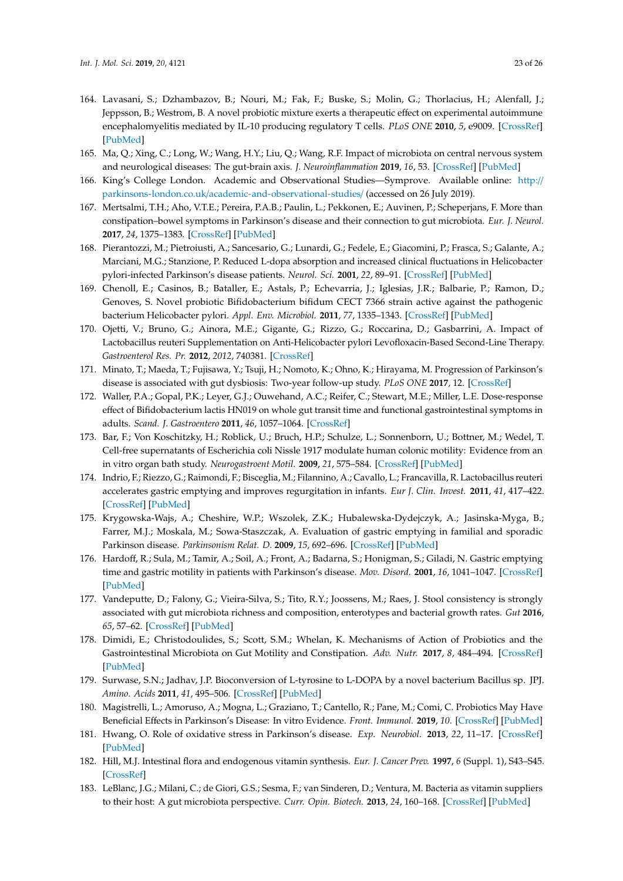164. Lavasani, S.; Dzhambazov, B.; Nouri, M.; Fak, F.; Buske, S.; Molin, G.; Thorlacius, H.; Alenfall, J.; Jeppsson, B.; Westrom, B. A novel probiotic mixture exerts a therapeutic effect on experimental autoimmune encephalomyelitis mediated by IL-10 producing regulatory T cells. *PLoS ONE* **2010**, *5*, e9009. [CrossRef] [PubMed]
165. Ma, Q.; Xing, C.; Long, W.; Wang, H.Y.; Liu, Q.; Wang, R.F. Impact of microbiota on central nervous system and neurological diseases: The gut-brain axis. *J. Neuroinflammation* **2019**, *16*, 53. [CrossRef] [PubMed]
166. King's College London. Academic and Observational Studies—Symprove. Available online: http://parkinsons-london.co.uk/academic-and-observational-studies/ (accessed on 26 July 2019).
167. Mertsalmi, T.H.; Aho, V.T.E.; Pereira, P.A.B.; Paulin, L.; Pekkonen, E.; Auvinen, P.; Scheperjans, F. More than constipation–bowel symptoms in Parkinson's disease and their connection to gut microbiota. *Eur. J. Neurol.* **2017**, *24*, 1375–1383. [CrossRef] [PubMed]
168. Pierantozzi, M.; Pietroiusti, A.; Sancesario, G.; Lunardi, G.; Fedele, E.; Giacomini, P.; Frasca, S.; Galante, A.; Marciani, M.G.; Stanzione, P. Reduced L-dopa absorption and increased clinical fluctuations in Helicobacter pylori-infected Parkinson's disease patients. *Neurol. Sci.* **2001**, *22*, 89–91. [CrossRef] [PubMed]
169. Chenoll, E.; Casinos, B.; Bataller, E.; Astals, P.; Echevarria, J.; Iglesias, J.R.; Balbarie, P.; Ramon, D.; Genoves, S. Novel probiotic Bifidobacterium bifidum CECT 7366 strain active against the pathogenic bacterium Helicobacter pylori. *Appl. Env. Microbiol.* **2011**, *77*, 1335–1343. [CrossRef] [PubMed]
170. Ojetti, V.; Bruno, G.; Ainora, M.E.; Gigante, G.; Rizzo, G.; Roccarina, D.; Gasbarrini, A. Impact of Lactobacillus reuteri Supplementation on Anti-Helicobacter pylori Levofloxacin-Based Second-Line Therapy. *Gastroenterol Res. Pr.* **2012**, *2012*, 740381. [CrossRef]
171. Minato, T.; Maeda, T.; Fujisawa, Y.; Tsuji, H.; Nomoto, K.; Ohno, K.; Hirayama, M. Progression of Parkinson's disease is associated with gut dysbiosis: Two-year follow-up study. *PLoS ONE* **2017**, 12. [CrossRef]
172. Waller, P.A.; Gopal, P.K.; Leyer, G.J.; Ouwehand, A.C.; Reifer, C.; Stewart, M.E.; Miller, L.E. Dose-response effect of Bifidobacterium lactis HN019 on whole gut transit time and functional gastrointestinal symptoms in adults. *Scand. J. Gastroentero* **2011**, *46*, 1057–1064. [CrossRef]
173. Bar, F.; Von Koschitzky, H.; Roblick, U.; Bruch, H.P.; Schulze, L.; Sonnenborn, U.; Bottner, M.; Wedel, T. Cell-free supernatants of Escherichia coli Nissle 1917 modulate human colonic motility: Evidence from an in vitro organ bath study. *Neurogastroent Motil.* **2009**, *21*, 575–584. [CrossRef] [PubMed]
174. Indrio, F.; Riezzo, G.; Raimondi, F.; Bisceglia, M.; Filannino, A.; Cavallo, L.; Francavilla, R. Lactobacillus reuteri accelerates gastric emptying and improves regurgitation in infants. *Eur J. Clin. Invest.* **2011**, *41*, 417–422. [CrossRef] [PubMed]
175. Krygowska-Wajs, A.; Cheshire, W.P.; Wszolek, Z.K.; Hubalewska-Dydejczyk, A.; Jasinska-Myga, B.; Farrer, M.J.; Moskala, M.; Sowa-Staszczak, A. Evaluation of gastric emptying in familial and sporadic Parkinson disease. *Parkinsonism Relat. D.* **2009**, *15*, 692–696. [CrossRef] [PubMed]
176. Hardoff, R.; Sula, M.; Tamir, A.; Soil, A.; Front, A.; Badarna, S.; Honigman, S.; Giladi, N. Gastric emptying time and gastric motility in patients with Parkinson's disease. *Mov. Disord.* **2001**, *16*, 1041–1047. [CrossRef] [PubMed]
177. Vandeputte, D.; Falony, G.; Vieira-Silva, S.; Tito, R.Y.; Joossens, M.; Raes, J. Stool consistency is strongly associated with gut microbiota richness and composition, enterotypes and bacterial growth rates. *Gut* **2016**, *65*, 57–62. [CrossRef] [PubMed]
178. Dimidi, E.; Christodoulides, S.; Scott, S.M.; Whelan, K. Mechanisms of Action of Probiotics and the Gastrointestinal Microbiota on Gut Motility and Constipation. *Adv. Nutr.* **2017**, *8*, 484–494. [CrossRef] [PubMed]
179. Surwase, S.N.; Jadhav, J.P. Bioconversion of L-tyrosine to L-DOPA by a novel bacterium Bacillus sp. JPJ. *Amino. Acids* **2011**, *41*, 495–506. [CrossRef] [PubMed]
180. Magistrelli, L.; Amoruso, A.; Mogna, L.; Graziano, T.; Cantello, R.; Pane, M.; Comi, C. Probiotics May Have Beneficial Effects in Parkinson's Disease: In vitro Evidence. *Front. Immunol.* **2019**, *10*. [CrossRef] [PubMed]
181. Hwang, O. Role of oxidative stress in Parkinson's disease. *Exp. Neurobiol.* **2013**, *22*, 11–17. [CrossRef] [PubMed]
182. Hill, M.J. Intestinal flora and endogenous vitamin synthesis. *Eur. J. Cancer Prev.* **1997**, *6* (Suppl. 1), S43–S45. [CrossRef]
183. LeBlanc, J.G.; Milani, C.; de Giori, G.S.; Sesma, F.; van Sinderen, D.; Ventura, M. Bacteria as vitamin suppliers to their host: A gut microbiota perspective. *Curr. Opin. Biotech.* **2013**, *24*, 160–168. [CrossRef] [PubMed]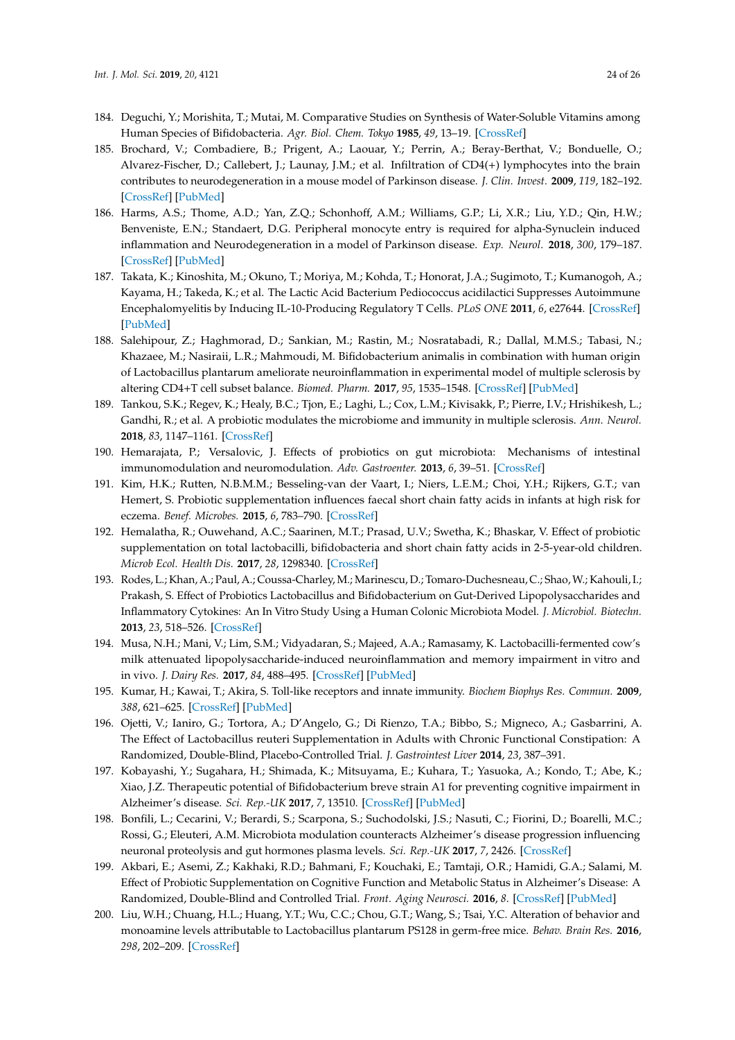184. Deguchi, Y.; Morishita, T.; Mutai, M. Comparative Studies on Synthesis of Water-Soluble Vitamins among Human Species of Bifidobacteria. *Agr. Biol. Chem. Tokyo* **1985**, *49*, 13–19. [CrossRef]
185. Brochard, V.; Combadiere, B.; Prigent, A.; Laouar, Y.; Perrin, A.; Beray-Berthat, V.; Bonduelle, O.; Alvarez-Fischer, D.; Callebert, J.; Launay, J.M.; et al. Infiltration of CD4(+) lymphocytes into the brain contributes to neurodegeneration in a mouse model of Parkinson disease. *J. Clin. Invest.* **2009**, *119*, 182–192. [CrossRef] [PubMed]
186. Harms, A.S.; Thome, A.D.; Yan, Z.Q.; Schonhoff, A.M.; Williams, G.P.; Li, X.R.; Liu, Y.D.; Qin, H.W.; Benveniste, E.N.; Standaert, D.G. Peripheral monocyte entry is required for alpha-Synuclein induced inflammation and Neurodegeneration in a model of Parkinson disease. *Exp. Neurol.* **2018**, *300*, 179–187. [CrossRef] [PubMed]
187. Takata, K.; Kinoshita, M.; Okuno, T.; Moriya, M.; Kohda, T.; Honorat, J.A.; Sugimoto, T.; Kumanogoh, A.; Kayama, H.; Takeda, K.; et al. The Lactic Acid Bacterium Pediococcus acidilactici Suppresses Autoimmune Encephalomyelitis by Inducing IL-10-Producing Regulatory T Cells. *PLoS ONE* **2011**, *6*, e27644. [CrossRef] [PubMed]
188. Salehipour, Z.; Haghmorad, D.; Sankian, M.; Rastin, M.; Nosratabadi, R.; Dallal, M.M.S.; Tabasi, N.; Khazaee, M.; Nasiraii, L.R.; Mahmoudi, M. Bifidobacterium animalis in combination with human origin of Lactobacillus plantarum ameliorate neuroinflammation in experimental model of multiple sclerosis by altering CD4+T cell subset balance. *Biomed. Pharm.* **2017**, *95*, 1535–1548. [CrossRef] [PubMed]
189. Tankou, S.K.; Regev, K.; Healy, B.C.; Tjon, E.; Laghi, L.; Cox, L.M.; Kivisakk, P.; Pierre, I.V.; Hrishikesh, L.; Gandhi, R.; et al. A probiotic modulates the microbiome and immunity in multiple sclerosis. *Ann. Neurol.* **2018**, *83*, 1147–1161. [CrossRef]
190. Hemarajata, P.; Versalovic, J. Effects of probiotics on gut microbiota: Mechanisms of intestinal immunomodulation and neuromodulation. *Adv. Gastroenter.* **2013**, *6*, 39–51. [CrossRef]
191. Kim, H.K.; Rutten, N.B.M.M.; Besseling-van der Vaart, I.; Niers, L.E.M.; Choi, Y.H.; Rijkers, G.T.; van Hemert, S. Probiotic supplementation influences faecal short chain fatty acids in infants at high risk for eczema. *Benef. Microbes.* **2015**, *6*, 783–790. [CrossRef]
192. Hemalatha, R.; Ouwehand, A.C.; Saarinen, M.T.; Prasad, U.V.; Swetha, K.; Bhaskar, V. Effect of probiotic supplementation on total lactobacilli, bifidobacteria and short chain fatty acids in 2-5-year-old children. *Microb Ecol. Health Dis.* **2017**, *28*, 1298340. [CrossRef]
193. Rodes, L.; Khan, A.; Paul, A.; Coussa-Charley, M.; Marinescu, D.; Tomaro-Duchesneau, C.; Shao, W.; Kahouli, I.; Prakash, S. Effect of Probiotics Lactobacillus and Bifidobacterium on Gut-Derived Lipopolysaccharides and Inflammatory Cytokines: An In Vitro Study Using a Human Colonic Microbiota Model. *J. Microbiol. Biotechn.* **2013**, *23*, 518–526. [CrossRef]
194. Musa, N.H.; Mani, V.; Lim, S.M.; Vidyadaran, S.; Majeed, A.A.; Ramasamy, K. Lactobacilli-fermented cow's milk attenuated lipopolysaccharide-induced neuroinflammation and memory impairment in vitro and in vivo. *J. Dairy Res.* **2017**, *84*, 488–495. [CrossRef] [PubMed]
195. Kumar, H.; Kawai, T.; Akira, S. Toll-like receptors and innate immunity. *Biochem Biophys Res. Commun.* **2009**, *388*, 621–625. [CrossRef] [PubMed]
196. Ojetti, V.; Ianiro, G.; Tortora, A.; D'Angelo, G.; Di Rienzo, T.A.; Bibbo, S.; Migneco, A.; Gasbarrini, A. The Effect of Lactobacillus reuteri Supplementation in Adults with Chronic Functional Constipation: A Randomized, Double-Blind, Placebo-Controlled Trial. *J. Gastrointest Liver* **2014**, *23*, 387–391.
197. Kobayashi, Y.; Sugahara, H.; Shimada, K.; Mitsuyama, E.; Kuhara, T.; Yasuoka, A.; Kondo, T.; Abe, K.; Xiao, J.Z. Therapeutic potential of Bifidobacterium breve strain A1 for preventing cognitive impairment in Alzheimer's disease. *Sci. Rep.-UK* **2017**, *7*, 13510. [CrossRef] [PubMed]
198. Bonfili, L.; Cecarini, V.; Berardi, S.; Scarpona, S.; Suchodolski, J.S.; Nasuti, C.; Fiorini, D.; Boarelli, M.C.; Rossi, G.; Eleuteri, A.M. Microbiota modulation counteracts Alzheimer's disease progression influencing neuronal proteolysis and gut hormones plasma levels. *Sci. Rep.-UK* **2017**, *7*, 2426. [CrossRef]
199. Akbari, E.; Asemi, Z.; Kakhaki, R.D.; Bahmani, F.; Kouchaki, E.; Tamtaji, O.R.; Hamidi, G.A.; Salami, M. Effect of Probiotic Supplementation on Cognitive Function and Metabolic Status in Alzheimer's Disease: A Randomized, Double-Blind and Controlled Trial. *Front. Aging Neurosci.* **2016**, *8*. [CrossRef] [PubMed]
200. Liu, W.H.; Chuang, H.L.; Huang, Y.T.; Wu, C.C.; Chou, G.T.; Wang, S.; Tsai, Y.C. Alteration of behavior and monoamine levels attributable to Lactobacillus plantarum PS128 in germ-free mice. *Behav. Brain Res.* **2016**, *298*, 202–209. [CrossRef]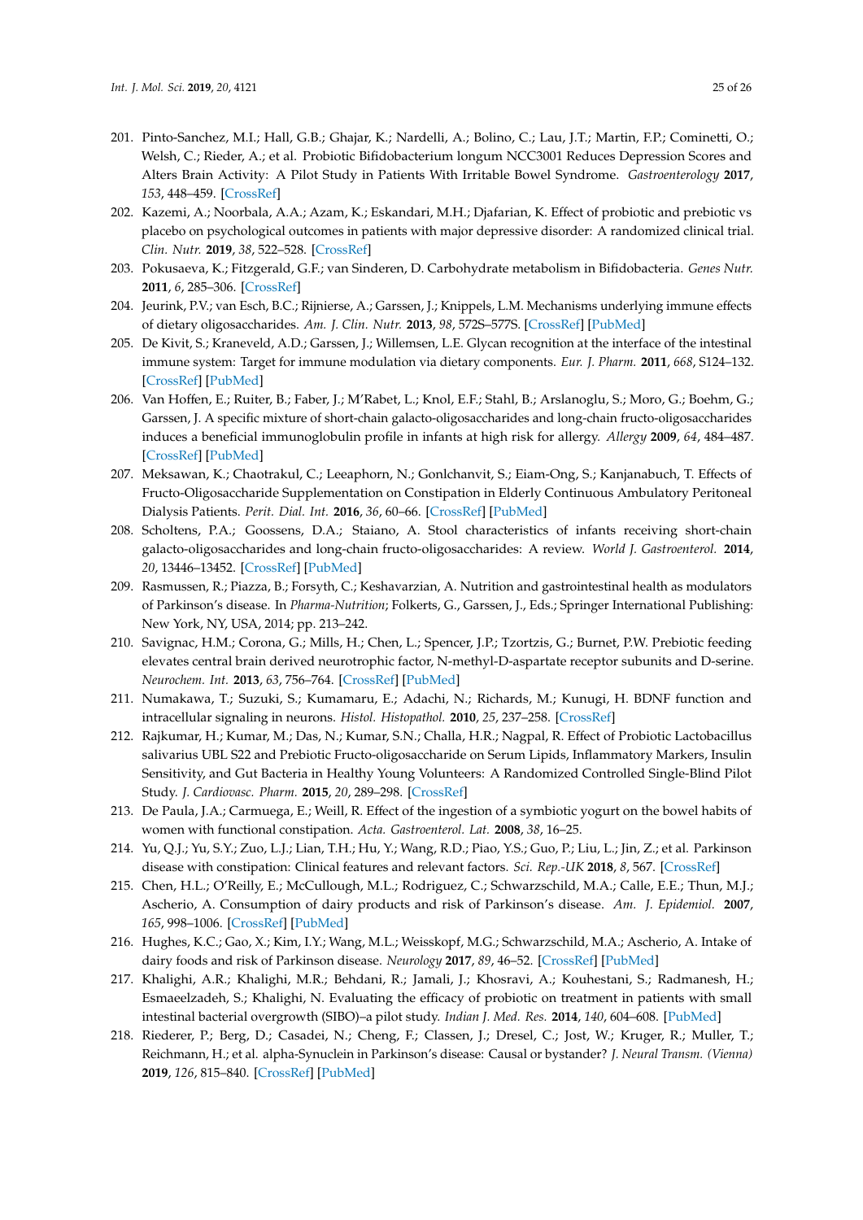201. Pinto-Sanchez, M.I.; Hall, G.B.; Ghajar, K.; Nardelli, A.; Bolino, C.; Lau, J.T.; Martin, F.P.; Cominetti, O.; Welsh, C.; Rieder, A.; et al. Probiotic Bifidobacterium longum NCC3001 Reduces Depression Scores and Alters Brain Activity: A Pilot Study in Patients With Irritable Bowel Syndrome. *Gastroenterology* **2017**, *153*, 448–459. [CrossRef]
202. Kazemi, A.; Noorbala, A.A.; Azam, K.; Eskandari, M.H.; Djafarian, K. Effect of probiotic and prebiotic vs placebo on psychological outcomes in patients with major depressive disorder: A randomized clinical trial. *Clin. Nutr.* **2019**, *38*, 522–528. [CrossRef]
203. Pokusaeva, K.; Fitzgerald, G.F.; van Sinderen, D. Carbohydrate metabolism in Bifidobacteria. *Genes Nutr.* **2011**, *6*, 285–306. [CrossRef]
204. Jeurink, P.V.; van Esch, B.C.; Rijnierse, A.; Garssen, J.; Knippels, L.M. Mechanisms underlying immune effects of dietary oligosaccharides. *Am. J. Clin. Nutr.* **2013**, *98*, 572S–577S. [CrossRef] [PubMed]
205. De Kivit, S.; Kraneveld, A.D.; Garssen, J.; Willemsen, L.E. Glycan recognition at the interface of the intestinal immune system: Target for immune modulation via dietary components. *Eur. J. Pharm.* **2011**, *668*, S124–132. [CrossRef] [PubMed]
206. Van Hoffen, E.; Ruiter, B.; Faber, J.; M'Rabet, L.; Knol, E.F.; Stahl, B.; Arslanoglu, S.; Moro, G.; Boehm, G.; Garssen, J. A specific mixture of short-chain galacto-oligosaccharides and long-chain fructo-oligosaccharides induces a beneficial immunoglobulin profile in infants at high risk for allergy. *Allergy* **2009**, *64*, 484–487. [CrossRef] [PubMed]
207. Meksawan, K.; Chaotrakul, C.; Leeaphorn, N.; Gonlchanvit, S.; Eiam-Ong, S.; Kanjanabuch, T. Effects of Fructo-Oligosaccharide Supplementation on Constipation in Elderly Continuous Ambulatory Peritoneal Dialysis Patients. *Perit. Dial. Int.* **2016**, *36*, 60–66. [CrossRef] [PubMed]
208. Scholtens, P.A.; Goossens, D.A.; Staiano, A. Stool characteristics of infants receiving short-chain galacto-oligosaccharides and long-chain fructo-oligosaccharides: A review. *World J. Gastroenterol.* **2014**, *20*, 13446–13452. [CrossRef] [PubMed]
209. Rasmussen, R.; Piazza, B.; Forsyth, C.; Keshavarzian, A. Nutrition and gastrointestinal health as modulators of Parkinson's disease. In *Pharma-Nutrition*; Folkerts, G., Garssen, J., Eds.; Springer International Publishing: New York, NY, USA, 2014; pp. 213–242.
210. Savignac, H.M.; Corona, G.; Mills, H.; Chen, L.; Spencer, J.P.; Tzortzis, G.; Burnet, P.W. Prebiotic feeding elevates central brain derived neurotrophic factor, N-methyl-D-aspartate receptor subunits and D-serine. *Neurochem. Int.* **2013**, *63*, 756–764. [CrossRef] [PubMed]
211. Numakawa, T.; Suzuki, S.; Kumamaru, E.; Adachi, N.; Richards, M.; Kunugi, H. BDNF function and intracellular signaling in neurons. *Histol. Histopathol.* **2010**, *25*, 237–258. [CrossRef]
212. Rajkumar, H.; Kumar, M.; Das, N.; Kumar, S.N.; Challa, H.R.; Nagpal, R. Effect of Probiotic Lactobacillus salivarius UBL S22 and Prebiotic Fructo-oligosaccharide on Serum Lipids, Inflammatory Markers, Insulin Sensitivity, and Gut Bacteria in Healthy Young Volunteers: A Randomized Controlled Single-Blind Pilot Study. *J. Cardiovasc. Pharm.* **2015**, *20*, 289–298. [CrossRef]
213. De Paula, J.A.; Carmuega, E.; Weill, R. Effect of the ingestion of a symbiotic yogurt on the bowel habits of women with functional constipation. *Acta. Gastroenterol. Lat.* **2008**, *38*, 16–25.
214. Yu, Q.J.; Yu, S.Y.; Zuo, L.J.; Lian, T.H.; Hu, Y.; Wang, R.D.; Piao, Y.S.; Guo, P.; Liu, L.; Jin, Z.; et al. Parkinson disease with constipation: Clinical features and relevant factors. *Sci. Rep.-UK* **2018**, *8*, 567. [CrossRef]
215. Chen, H.L.; O'Reilly, E.; McCullough, M.L.; Rodriguez, C.; Schwarzschild, M.A.; Calle, E.E.; Thun, M.J.; Ascherio, A. Consumption of dairy products and risk of Parkinson's disease. *Am. J. Epidemiol.* **2007**, *165*, 998–1006. [CrossRef] [PubMed]
216. Hughes, K.C.; Gao, X.; Kim, I.Y.; Wang, M.L.; Weisskopf, M.G.; Schwarzschild, M.A.; Ascherio, A. Intake of dairy foods and risk of Parkinson disease. *Neurology* **2017**, *89*, 46–52. [CrossRef] [PubMed]
217. Khalighi, A.R.; Khalighi, M.R.; Behdani, R.; Jamali, J.; Khosravi, A.; Kouhestani, S.; Radmanesh, H.; Esmaeelzadeh, S.; Khalighi, N. Evaluating the efficacy of probiotic on treatment in patients with small intestinal bacterial overgrowth (SIBO)–a pilot study. *Indian J. Med. Res.* **2014**, *140*, 604–608. [PubMed]
218. Riederer, P.; Berg, D.; Casadei, N.; Cheng, F.; Classen, J.; Dresel, C.; Jost, W.; Kruger, R.; Muller, T.; Reichmann, H.; et al. alpha-Synuclein in Parkinson's disease: Causal or bystander? *J. Neural Transm. (Vienna)* **2019**, *126*, 815–840. [CrossRef] [PubMed]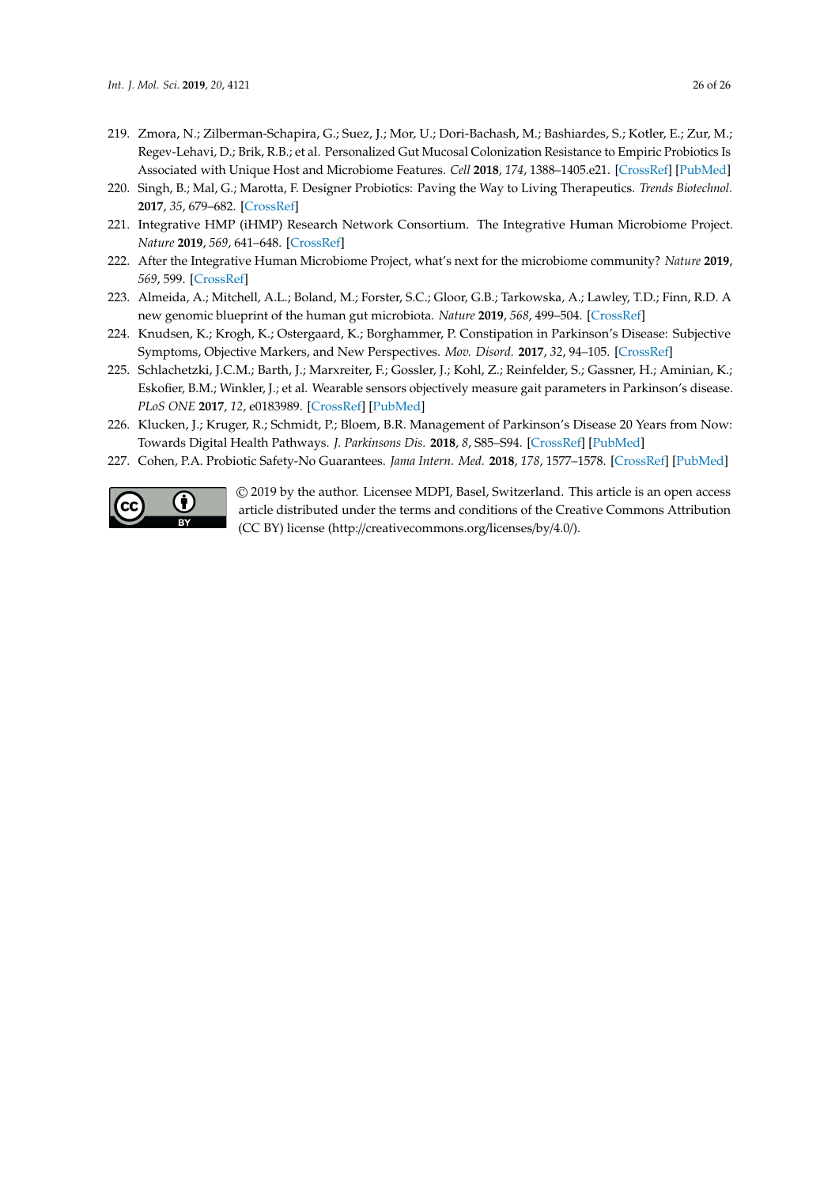219. Zmora, N.; Zilberman-Schapira, G.; Suez, J.; Mor, U.; Dori-Bachash, M.; Bashiardes, S.; Kotler, E.; Zur, M.; Regev-Lehavi, D.; Brik, R.B.; et al. Personalized Gut Mucosal Colonization Resistance to Empiric Probiotics Is Associated with Unique Host and Microbiome Features. *Cell* **2018**, *174*, 1388–1405.e21. [CrossRef] [PubMed]
220. Singh, B.; Mal, G.; Marotta, F. Designer Probiotics: Paving the Way to Living Therapeutics. *Trends Biotechnol.* **2017**, *35*, 679–682. [CrossRef]
221. Integrative HMP (iHMP) Research Network Consortium. The Integrative Human Microbiome Project. *Nature* **2019**, *569*, 641–648. [CrossRef]
222. After the Integrative Human Microbiome Project, what's next for the microbiome community? *Nature* **2019**, *569*, 599. [CrossRef]
223. Almeida, A.; Mitchell, A.L.; Boland, M.; Forster, S.C.; Gloor, G.B.; Tarkowska, A.; Lawley, T.D.; Finn, R.D. A new genomic blueprint of the human gut microbiota. *Nature* **2019**, *568*, 499–504. [CrossRef]
224. Knudsen, K.; Krogh, K.; Ostergaard, K.; Borghammer, P. Constipation in Parkinson's Disease: Subjective Symptoms, Objective Markers, and New Perspectives. *Mov. Disord.* **2017**, *32*, 94–105. [CrossRef]
225. Schlachetzki, J.C.M.; Barth, J.; Marxreiter, F.; Gossler, J.; Kohl, Z.; Reinfelder, S.; Gassner, H.; Aminian, K.; Eskofier, B.M.; Winkler, J.; et al. Wearable sensors objectively measure gait parameters in Parkinson's disease. *PLoS ONE* **2017**, *12*, e0183989. [CrossRef] [PubMed]
226. Klucken, J.; Kruger, R.; Schmidt, P.; Bloem, B.R. Management of Parkinson's Disease 20 Years from Now: Towards Digital Health Pathways. *J. Parkinsons Dis.* **2018**, *8*, S85–S94. [CrossRef] [PubMed]
227. Cohen, P.A. Probiotic Safety-No Guarantees. *Jama Intern. Med.* **2018**, *178*, 1577–1578. [CrossRef] [PubMed]

© 2019 by the author. Licensee MDPI, Basel, Switzerland. This article is an open access article distributed under the terms and conditions of the Creative Commons Attribution (CC BY) license (http://creativecommons.org/licenses/by/4.0/).